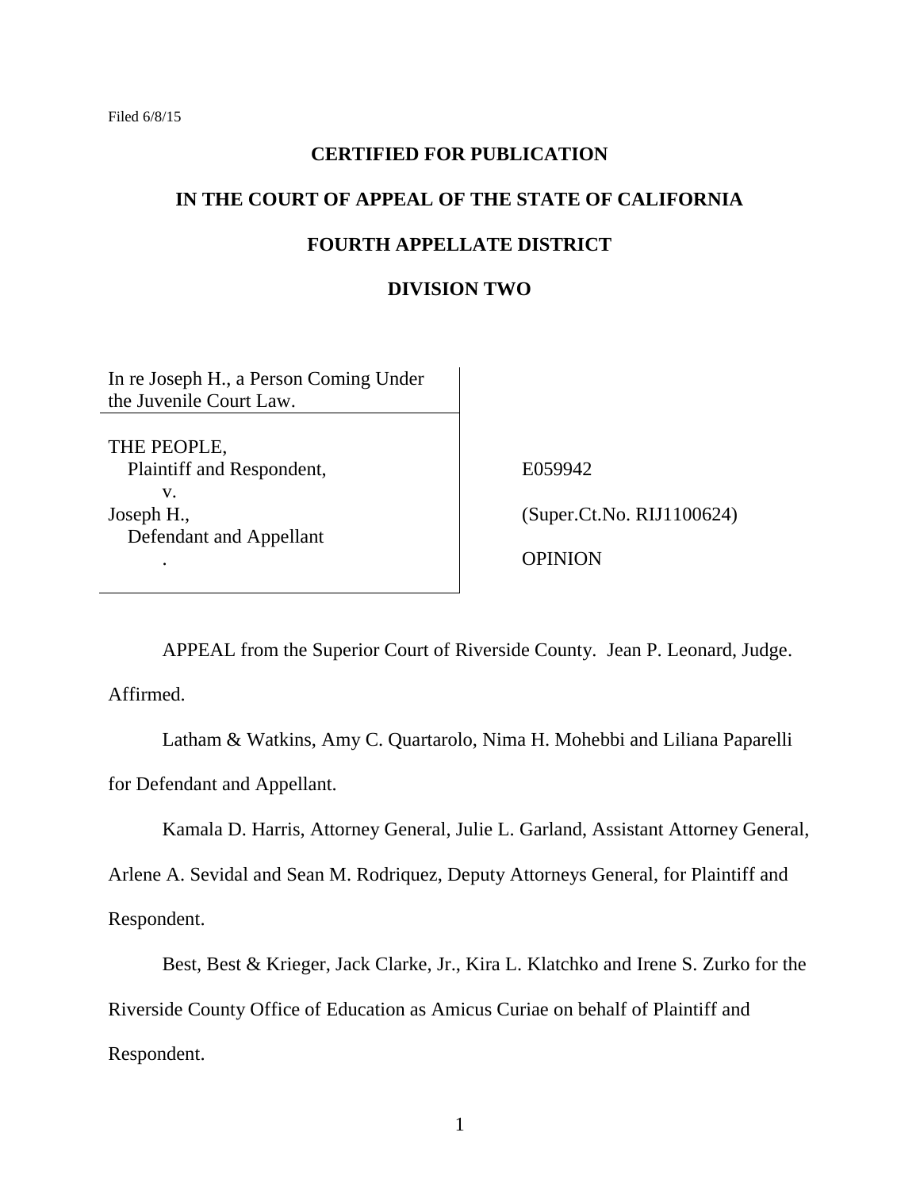Filed 6/8/15

**CERTIFIED FOR PUBLICATION**

**IN THE COURT OF APPEAL OF THE STATE OF CALIFORNIA**

**FOURTH APPELLATE DISTRICT**

**DIVISION TWO**

| | |
|---|---|
| In re Joseph H., a Person Coming Under the Juvenile Court Law. | |
| THE PEOPLE, Plaintiff and Respondent, v. Joseph H., Defendant and Appellant. | E059942 (Super.Ct.No. RIJ1100624) OPINION |

APPEAL from the Superior Court of Riverside County. Jean P. Leonard, Judge. Affirmed.

Latham & Watkins, Amy C. Quartarolo, Nima H. Mohebbi and Liliana Paparelli for Defendant and Appellant.

Kamala D. Harris, Attorney General, Julie L. Garland, Assistant Attorney General, Arlene A. Sevidal and Sean M. Rodriquez, Deputy Attorneys General, for Plaintiff and Respondent.

Best, Best & Krieger, Jack Clarke, Jr., Kira L. Klatchko and Irene S. Zurko for the Riverside County Office of Education as Amicus Curiae on behalf of Plaintiff and Respondent.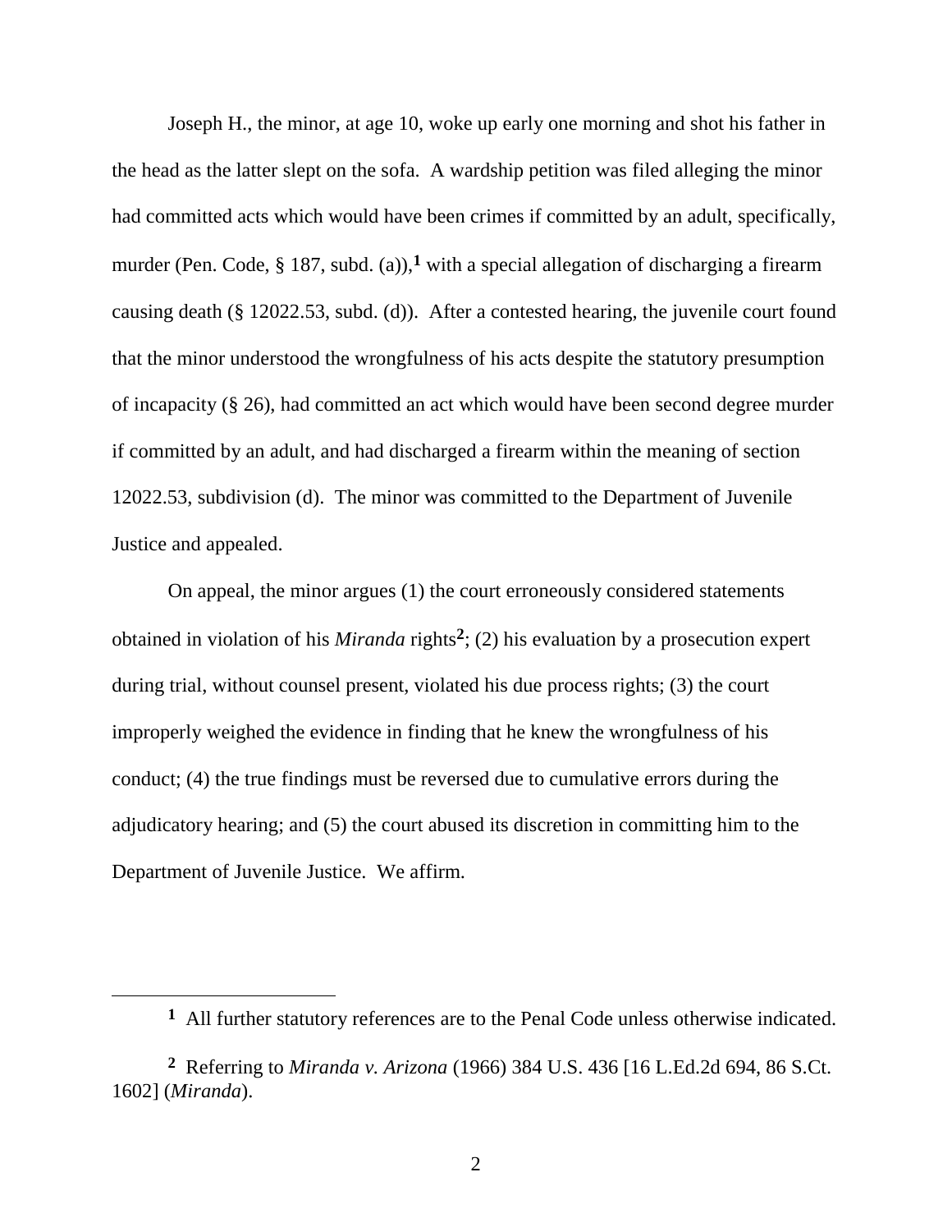Joseph H., the minor, at age 10, woke up early one morning and shot his father in the head as the latter slept on the sofa. A wardship petition was filed alleging the minor had committed acts which would have been crimes if committed by an adult, specifically, murder (Pen. Code, § 187, subd. (a)),[1] with a special allegation of discharging a firearm causing death (§ 12022.53, subd. (d)). After a contested hearing, the juvenile court found that the minor understood the wrongfulness of his acts despite the statutory presumption of incapacity (§ 26), had committed an act which would have been second degree murder if committed by an adult, and had discharged a firearm within the meaning of section 12022.53, subdivision (d). The minor was committed to the Department of Juvenile Justice and appealed.

On appeal, the minor argues (1) the court erroneously considered statements obtained in violation of his *Miranda* rights[2]; (2) his evaluation by a prosecution expert during trial, without counsel present, violated his due process rights; (3) the court improperly weighed the evidence in finding that he knew the wrongfulness of his conduct; (4) the true findings must be reversed due to cumulative errors during the adjudicatory hearing; and (5) the court abused its discretion in committing him to the Department of Juvenile Justice. We affirm.

---

[1] All further statutory references are to the Penal Code unless otherwise indicated.

[2] Referring to *Miranda v. Arizona* (1966) 384 U.S. 436 [16 L.Ed.2d 694, 86 S.Ct. 1602] (*Miranda*).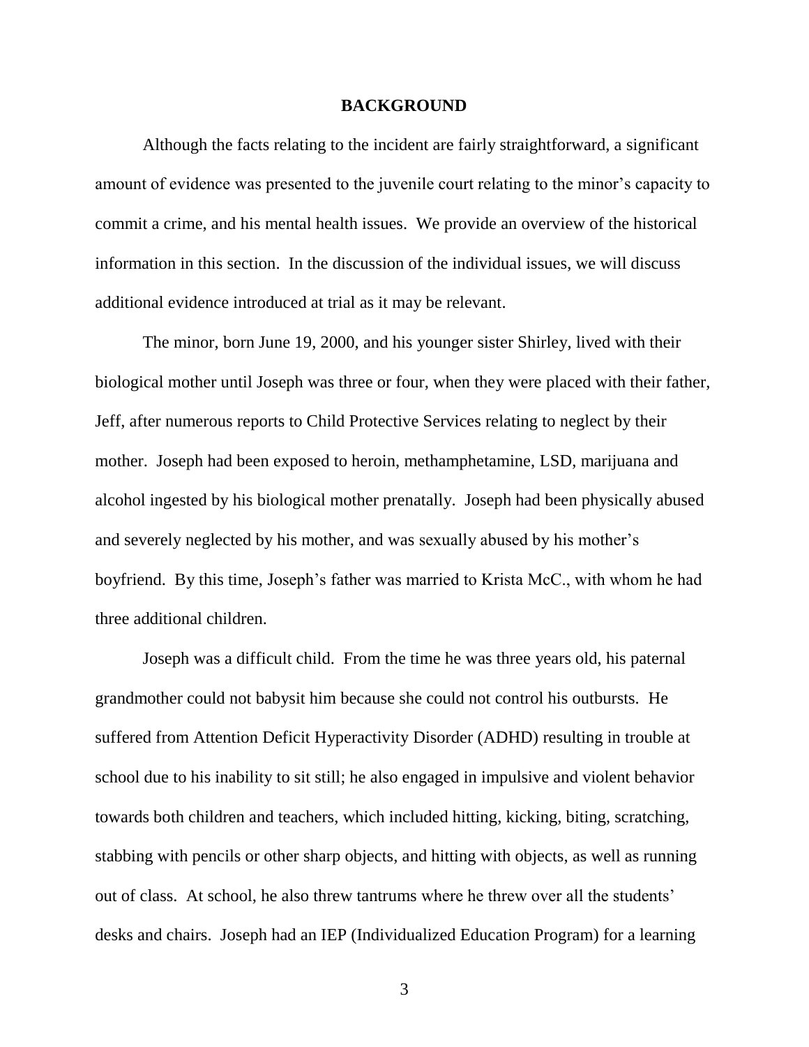## BACKGROUND

Although the facts relating to the incident are fairly straightforward, a significant amount of evidence was presented to the juvenile court relating to the minor's capacity to commit a crime, and his mental health issues. We provide an overview of the historical information in this section. In the discussion of the individual issues, we will discuss additional evidence introduced at trial as it may be relevant.

The minor, born June 19, 2000, and his younger sister Shirley, lived with their biological mother until Joseph was three or four, when they were placed with their father, Jeff, after numerous reports to Child Protective Services relating to neglect by their mother. Joseph had been exposed to heroin, methamphetamine, LSD, marijuana and alcohol ingested by his biological mother prenatally. Joseph had been physically abused and severely neglected by his mother, and was sexually abused by his mother's boyfriend. By this time, Joseph's father was married to Krista McC., with whom he had three additional children.

Joseph was a difficult child. From the time he was three years old, his paternal grandmother could not babysit him because she could not control his outbursts. He suffered from Attention Deficit Hyperactivity Disorder (ADHD) resulting in trouble at school due to his inability to sit still; he also engaged in impulsive and violent behavior towards both children and teachers, which included hitting, kicking, biting, scratching, stabbing with pencils or other sharp objects, and hitting with objects, as well as running out of class. At school, he also threw tantrums where he threw over all the students' desks and chairs. Joseph had an IEP (Individualized Education Program) for a learning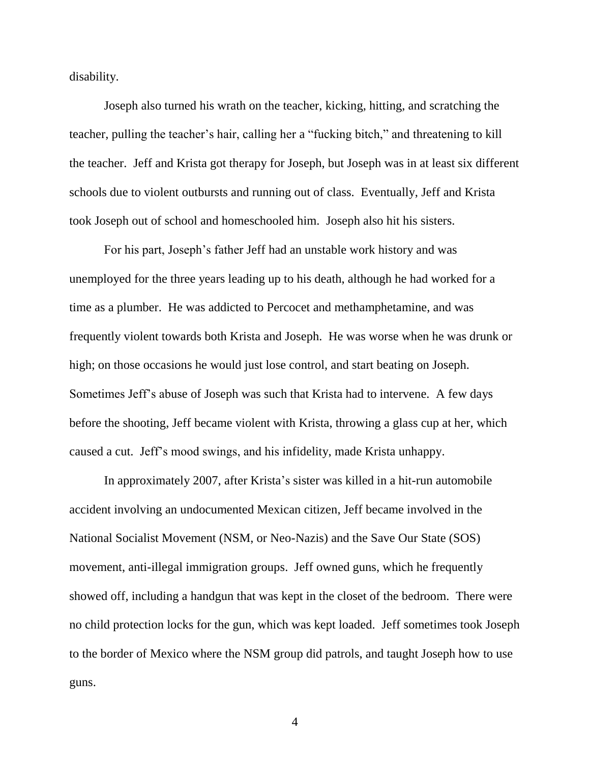disability.

Joseph also turned his wrath on the teacher, kicking, hitting, and scratching the teacher, pulling the teacher's hair, calling her a "fucking bitch," and threatening to kill the teacher. Jeff and Krista got therapy for Joseph, but Joseph was in at least six different schools due to violent outbursts and running out of class. Eventually, Jeff and Krista took Joseph out of school and homeschooled him. Joseph also hit his sisters.

For his part, Joseph's father Jeff had an unstable work history and was unemployed for the three years leading up to his death, although he had worked for a time as a plumber. He was addicted to Percocet and methamphetamine, and was frequently violent towards both Krista and Joseph. He was worse when he was drunk or high; on those occasions he would just lose control, and start beating on Joseph. Sometimes Jeff's abuse of Joseph was such that Krista had to intervene. A few days before the shooting, Jeff became violent with Krista, throwing a glass cup at her, which caused a cut. Jeff's mood swings, and his infidelity, made Krista unhappy.

In approximately 2007, after Krista's sister was killed in a hit-run automobile accident involving an undocumented Mexican citizen, Jeff became involved in the National Socialist Movement (NSM, or Neo-Nazis) and the Save Our State (SOS) movement, anti-illegal immigration groups. Jeff owned guns, which he frequently showed off, including a handgun that was kept in the closet of the bedroom. There were no child protection locks for the gun, which was kept loaded. Jeff sometimes took Joseph to the border of Mexico where the NSM group did patrols, and taught Joseph how to use guns.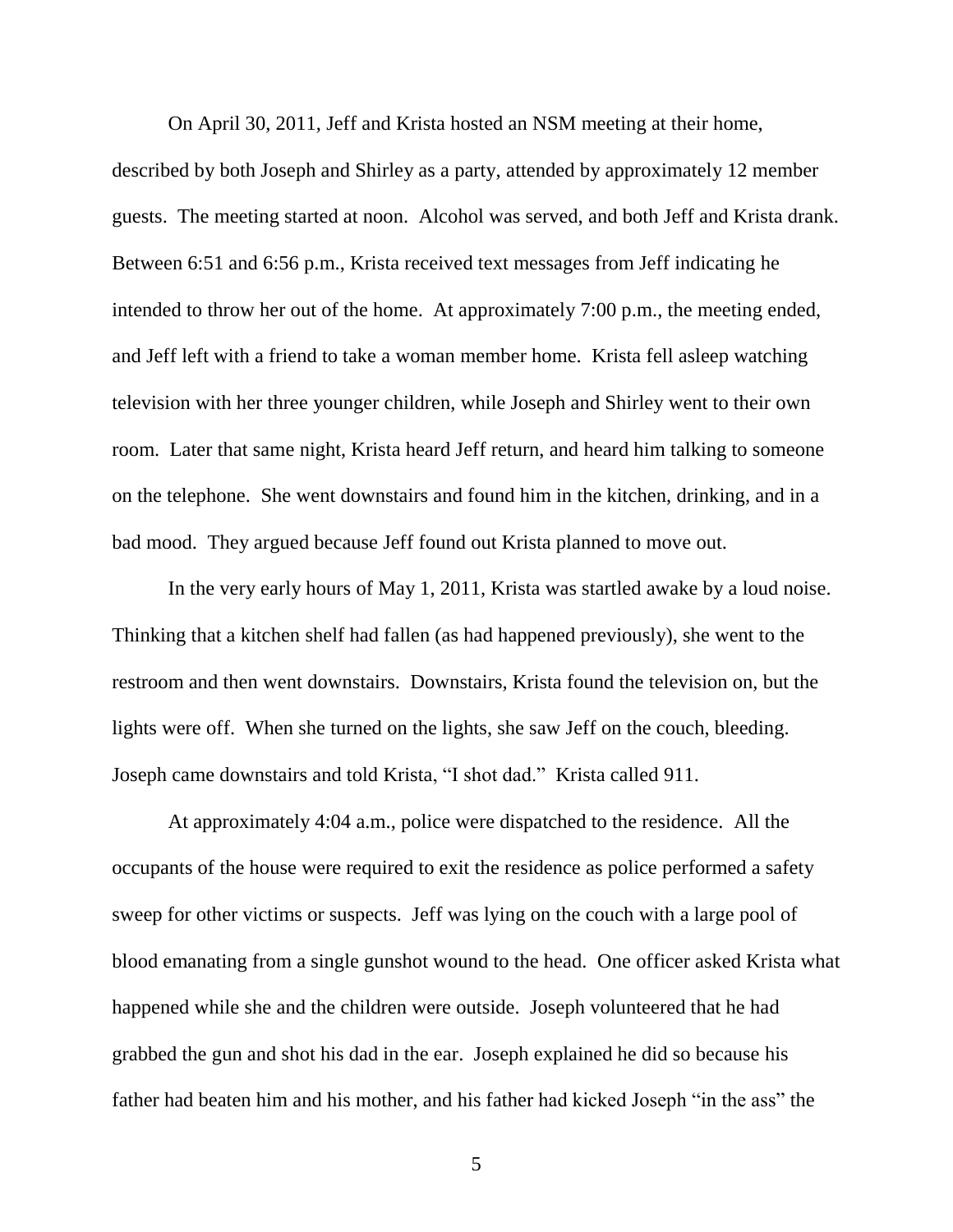On April 30, 2011, Jeff and Krista hosted an NSM meeting at their home, described by both Joseph and Shirley as a party, attended by approximately 12 member guests. The meeting started at noon. Alcohol was served, and both Jeff and Krista drank. Between 6:51 and 6:56 p.m., Krista received text messages from Jeff indicating he intended to throw her out of the home. At approximately 7:00 p.m., the meeting ended, and Jeff left with a friend to take a woman member home. Krista fell asleep watching television with her three younger children, while Joseph and Shirley went to their own room. Later that same night, Krista heard Jeff return, and heard him talking to someone on the telephone. She went downstairs and found him in the kitchen, drinking, and in a bad mood. They argued because Jeff found out Krista planned to move out.

In the very early hours of May 1, 2011, Krista was startled awake by a loud noise. Thinking that a kitchen shelf had fallen (as had happened previously), she went to the restroom and then went downstairs. Downstairs, Krista found the television on, but the lights were off. When she turned on the lights, she saw Jeff on the couch, bleeding. Joseph came downstairs and told Krista, "I shot dad." Krista called 911.

At approximately 4:04 a.m., police were dispatched to the residence. All the occupants of the house were required to exit the residence as police performed a safety sweep for other victims or suspects. Jeff was lying on the couch with a large pool of blood emanating from a single gunshot wound to the head. One officer asked Krista what happened while she and the children were outside. Joseph volunteered that he had grabbed the gun and shot his dad in the ear. Joseph explained he did so because his father had beaten him and his mother, and his father had kicked Joseph "in the ass" the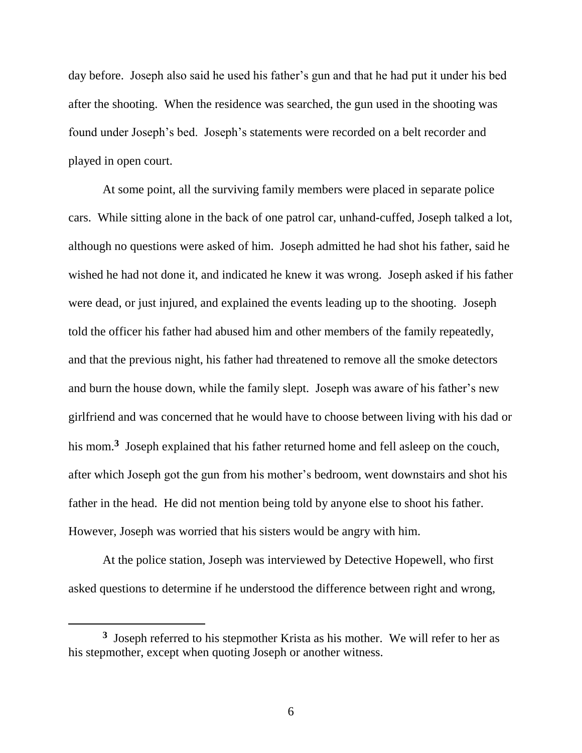day before. Joseph also said he used his father's gun and that he had put it under his bed after the shooting. When the residence was searched, the gun used in the shooting was found under Joseph's bed. Joseph's statements were recorded on a belt recorder and played in open court.

At some point, all the surviving family members were placed in separate police cars. While sitting alone in the back of one patrol car, unhand-cuffed, Joseph talked a lot, although no questions were asked of him. Joseph admitted he had shot his father, said he wished he had not done it, and indicated he knew it was wrong. Joseph asked if his father were dead, or just injured, and explained the events leading up to the shooting. Joseph told the officer his father had abused him and other members of the family repeatedly, and that the previous night, his father had threatened to remove all the smoke detectors and burn the house down, while the family slept. Joseph was aware of his father's new girlfriend and was concerned that he would have to choose between living with his dad or his mom.[3] Joseph explained that his father returned home and fell asleep on the couch, after which Joseph got the gun from his mother's bedroom, went downstairs and shot his father in the head. He did not mention being told by anyone else to shoot his father. However, Joseph was worried that his sisters would be angry with him.

At the police station, Joseph was interviewed by Detective Hopewell, who first asked questions to determine if he understood the difference between right and wrong,

---

[3] Joseph referred to his stepmother Krista as his mother. We will refer to her as his stepmother, except when quoting Joseph or another witness.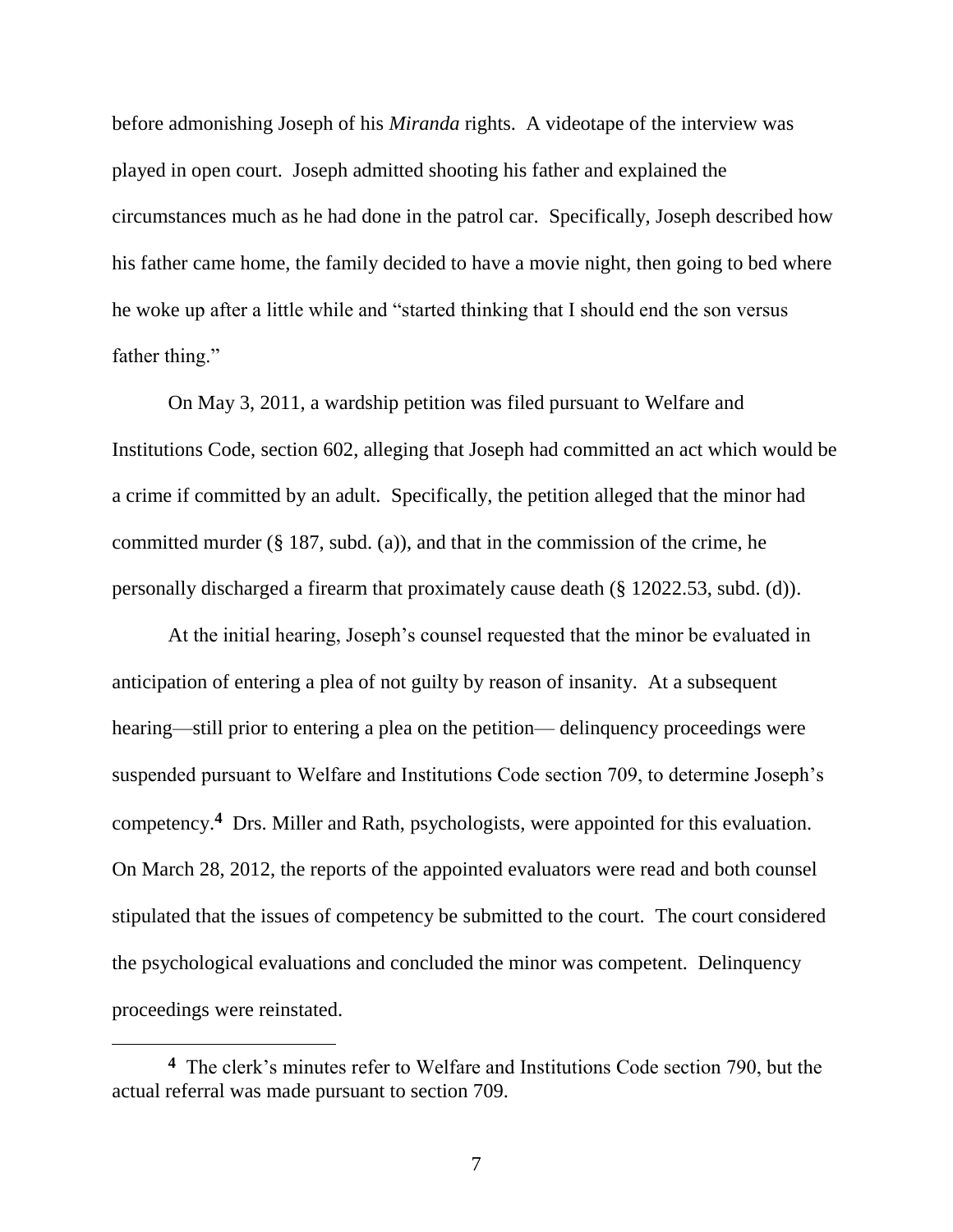before admonishing Joseph of his *Miranda* rights. A videotape of the interview was played in open court. Joseph admitted shooting his father and explained the circumstances much as he had done in the patrol car. Specifically, Joseph described how his father came home, the family decided to have a movie night, then going to bed where he woke up after a little while and "started thinking that I should end the son versus father thing."

On May 3, 2011, a wardship petition was filed pursuant to Welfare and Institutions Code, section 602, alleging that Joseph had committed an act which would be a crime if committed by an adult. Specifically, the petition alleged that the minor had committed murder (§ 187, subd. (a)), and that in the commission of the crime, he personally discharged a firearm that proximately cause death (§ 12022.53, subd. (d)).

At the initial hearing, Joseph's counsel requested that the minor be evaluated in anticipation of entering a plea of not guilty by reason of insanity. At a subsequent hearing—still prior to entering a plea on the petition— delinquency proceedings were suspended pursuant to Welfare and Institutions Code section 709, to determine Joseph's competency.[4] Drs. Miller and Rath, psychologists, were appointed for this evaluation. On March 28, 2012, the reports of the appointed evaluators were read and both counsel stipulated that the issues of competency be submitted to the court. The court considered the psychological evaluations and concluded the minor was competent. Delinquency proceedings were reinstated.

---

[4] The clerk's minutes refer to Welfare and Institutions Code section 790, but the actual referral was made pursuant to section 709.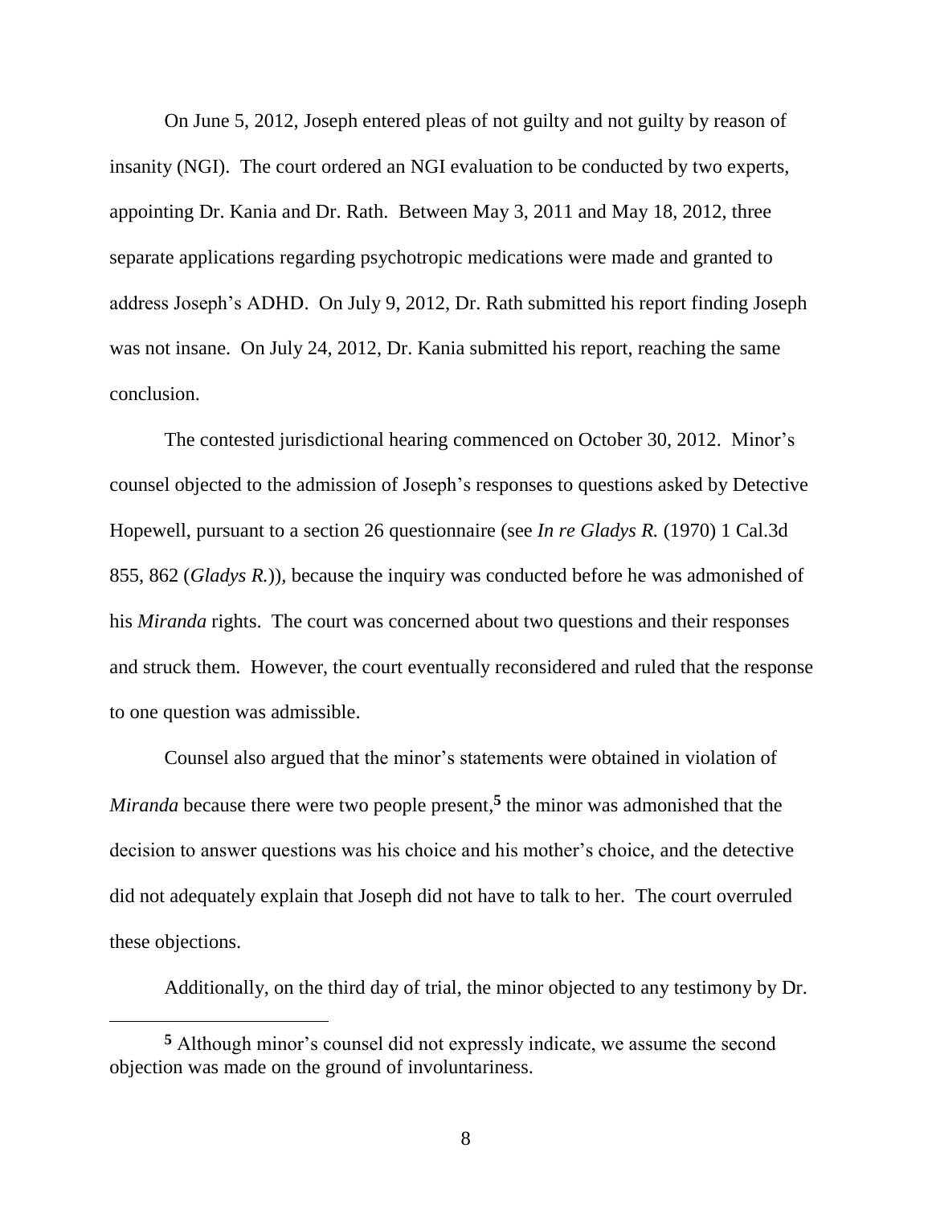On June 5, 2012, Joseph entered pleas of not guilty and not guilty by reason of insanity (NGI). The court ordered an NGI evaluation to be conducted by two experts, appointing Dr. Kania and Dr. Rath. Between May 3, 2011 and May 18, 2012, three separate applications regarding psychotropic medications were made and granted to address Joseph's ADHD. On July 9, 2012, Dr. Rath submitted his report finding Joseph was not insane. On July 24, 2012, Dr. Kania submitted his report, reaching the same conclusion.

The contested jurisdictional hearing commenced on October 30, 2012. Minor's counsel objected to the admission of Joseph's responses to questions asked by Detective Hopewell, pursuant to a section 26 questionnaire (see *In re Gladys R.* (1970) 1 Cal.3d 855, 862 (*Gladys R.*)), because the inquiry was conducted before he was admonished of his *Miranda* rights. The court was concerned about two questions and their responses and struck them. However, the court eventually reconsidered and ruled that the response to one question was admissible.

Counsel also argued that the minor's statements were obtained in violation of *Miranda* because there were two people present,[5] the minor was admonished that the decision to answer questions was his choice and his mother's choice, and the detective did not adequately explain that Joseph did not have to talk to her. The court overruled these objections.

Additionally, on the third day of trial, the minor objected to any testimony by Dr.

---

[5] Although minor's counsel did not expressly indicate, we assume the second objection was made on the ground of involuntariness.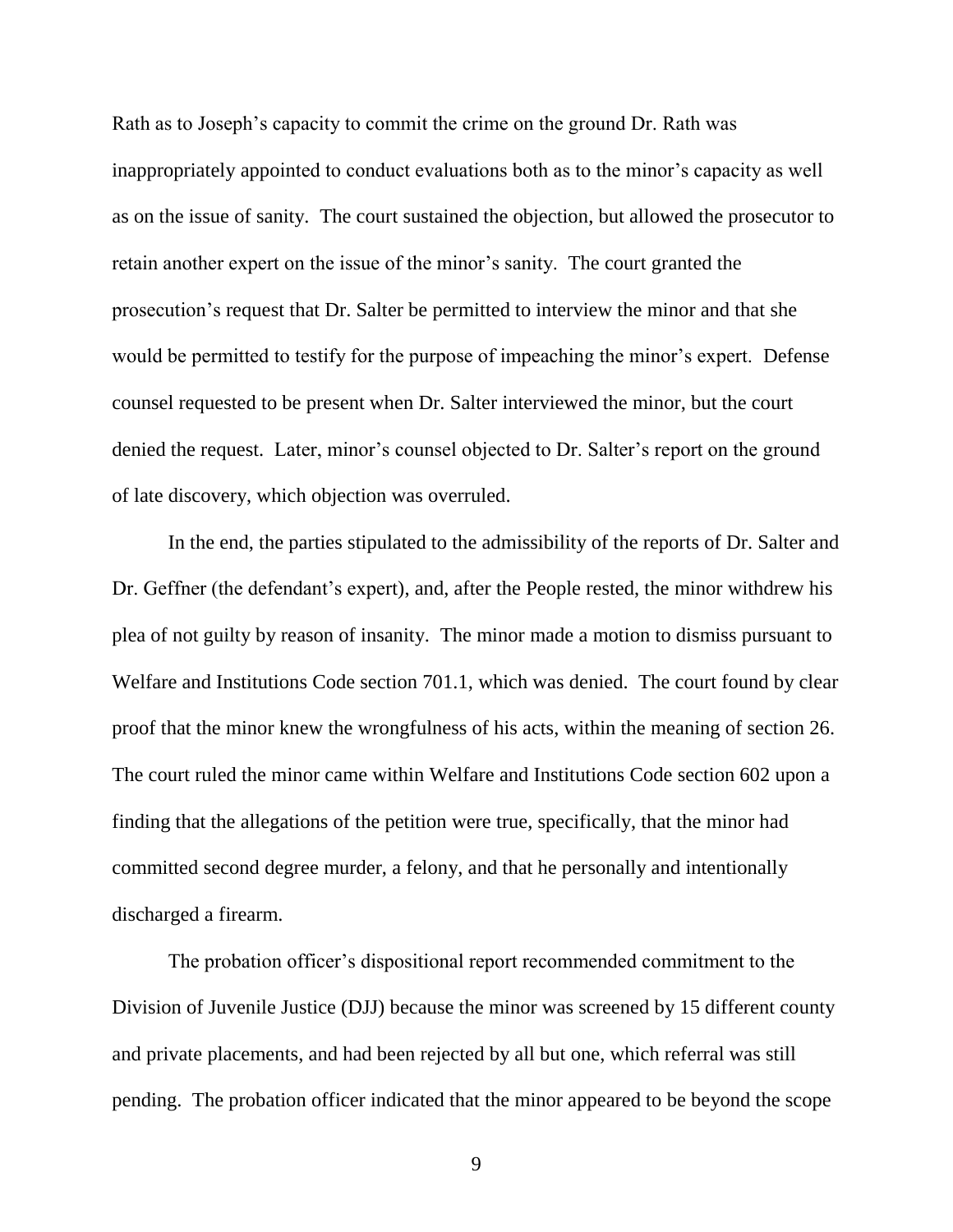Rath as to Joseph's capacity to commit the crime on the ground Dr. Rath was inappropriately appointed to conduct evaluations both as to the minor's capacity as well as on the issue of sanity. The court sustained the objection, but allowed the prosecutor to retain another expert on the issue of the minor's sanity. The court granted the prosecution's request that Dr. Salter be permitted to interview the minor and that she would be permitted to testify for the purpose of impeaching the minor's expert. Defense counsel requested to be present when Dr. Salter interviewed the minor, but the court denied the request. Later, minor's counsel objected to Dr. Salter's report on the ground of late discovery, which objection was overruled.

In the end, the parties stipulated to the admissibility of the reports of Dr. Salter and Dr. Geffner (the defendant's expert), and, after the People rested, the minor withdrew his plea of not guilty by reason of insanity. The minor made a motion to dismiss pursuant to Welfare and Institutions Code section 701.1, which was denied. The court found by clear proof that the minor knew the wrongfulness of his acts, within the meaning of section 26. The court ruled the minor came within Welfare and Institutions Code section 602 upon a finding that the allegations of the petition were true, specifically, that the minor had committed second degree murder, a felony, and that he personally and intentionally discharged a firearm.

The probation officer's dispositional report recommended commitment to the Division of Juvenile Justice (DJJ) because the minor was screened by 15 different county and private placements, and had been rejected by all but one, which referral was still pending. The probation officer indicated that the minor appeared to be beyond the scope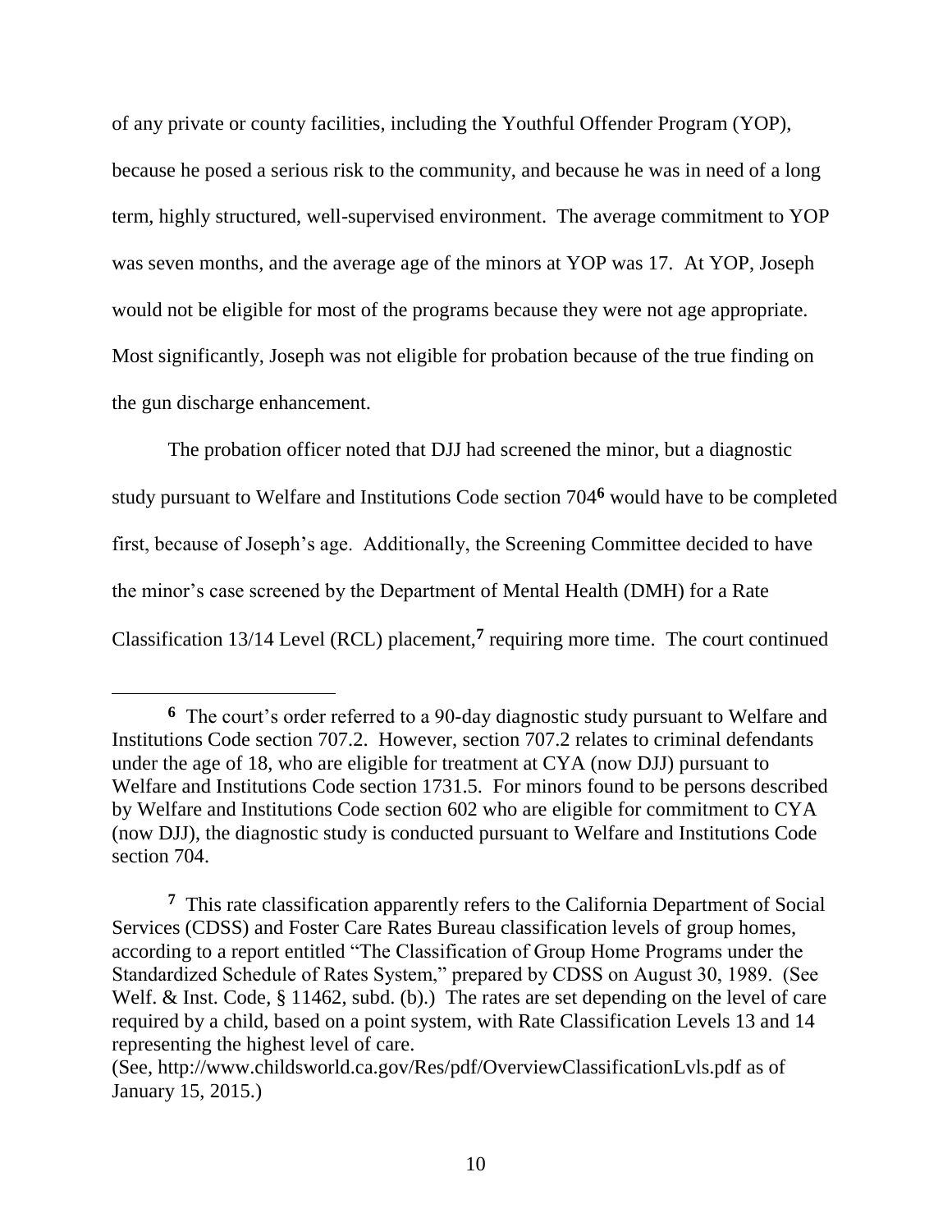of any private or county facilities, including the Youthful Offender Program (YOP), because he posed a serious risk to the community, and because he was in need of a long term, highly structured, well-supervised environment. The average commitment to YOP was seven months, and the average age of the minors at YOP was 17. At YOP, Joseph would not be eligible for most of the programs because they were not age appropriate. Most significantly, Joseph was not eligible for probation because of the true finding on the gun discharge enhancement.

The probation officer noted that DJJ had screened the minor, but a diagnostic study pursuant to Welfare and Institutions Code section 704[6] would have to be completed first, because of Joseph's age. Additionally, the Screening Committee decided to have the minor's case screened by the Department of Mental Health (DMH) for a Rate Classification 13/14 Level (RCL) placement,[7] requiring more time. The court continued

---

[6] The court's order referred to a 90-day diagnostic study pursuant to Welfare and Institutions Code section 707.2. However, section 707.2 relates to criminal defendants under the age of 18, who are eligible for treatment at CYA (now DJJ) pursuant to Welfare and Institutions Code section 1731.5. For minors found to be persons described by Welfare and Institutions Code section 602 who are eligible for commitment to CYA (now DJJ), the diagnostic study is conducted pursuant to Welfare and Institutions Code section 704.

[7] This rate classification apparently refers to the California Department of Social Services (CDSS) and Foster Care Rates Bureau classification levels of group homes, according to a report entitled "The Classification of Group Home Programs under the Standardized Schedule of Rates System," prepared by CDSS on August 30, 1989. (See Welf. & Inst. Code, § 11462, subd. (b).) The rates are set depending on the level of care required by a child, based on a point system, with Rate Classification Levels 13 and 14 representing the highest level of care.
(See, http://www.childsworld.ca.gov/Res/pdf/OverviewClassificationLvls.pdf as of January 15, 2015.)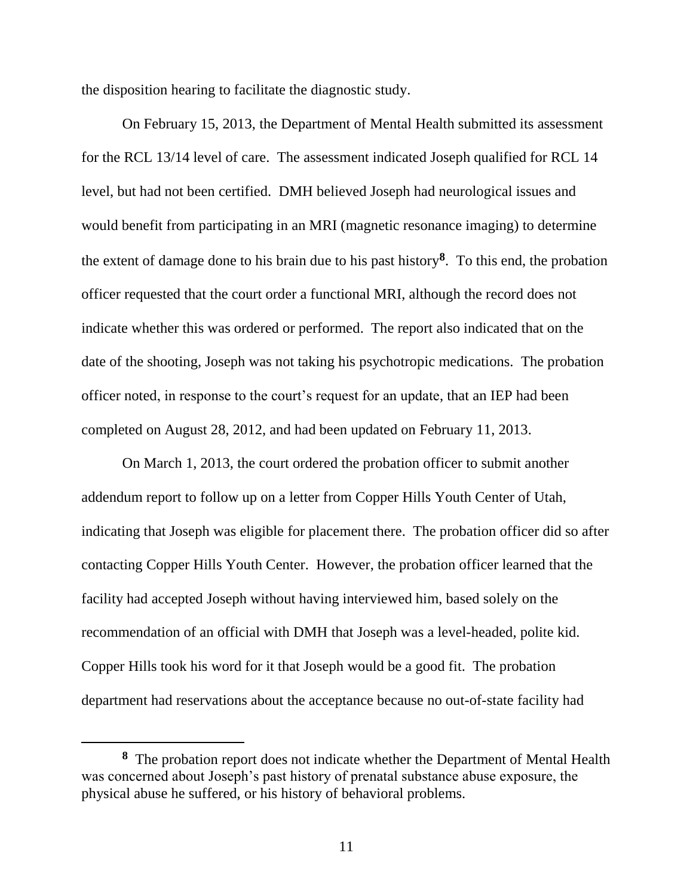the disposition hearing to facilitate the diagnostic study.

On February 15, 2013, the Department of Mental Health submitted its assessment for the RCL 13/14 level of care. The assessment indicated Joseph qualified for RCL 14 level, but had not been certified. DMH believed Joseph had neurological issues and would benefit from participating in an MRI (magnetic resonance imaging) to determine the extent of damage done to his brain due to his past history[8]. To this end, the probation officer requested that the court order a functional MRI, although the record does not indicate whether this was ordered or performed. The report also indicated that on the date of the shooting, Joseph was not taking his psychotropic medications. The probation officer noted, in response to the court's request for an update, that an IEP had been completed on August 28, 2012, and had been updated on February 11, 2013.

On March 1, 2013, the court ordered the probation officer to submit another addendum report to follow up on a letter from Copper Hills Youth Center of Utah, indicating that Joseph was eligible for placement there. The probation officer did so after contacting Copper Hills Youth Center. However, the probation officer learned that the facility had accepted Joseph without having interviewed him, based solely on the recommendation of an official with DMH that Joseph was a level-headed, polite kid. Copper Hills took his word for it that Joseph would be a good fit. The probation department had reservations about the acceptance because no out-of-state facility had

---

[8] The probation report does not indicate whether the Department of Mental Health was concerned about Joseph's past history of prenatal substance abuse exposure, the physical abuse he suffered, or his history of behavioral problems.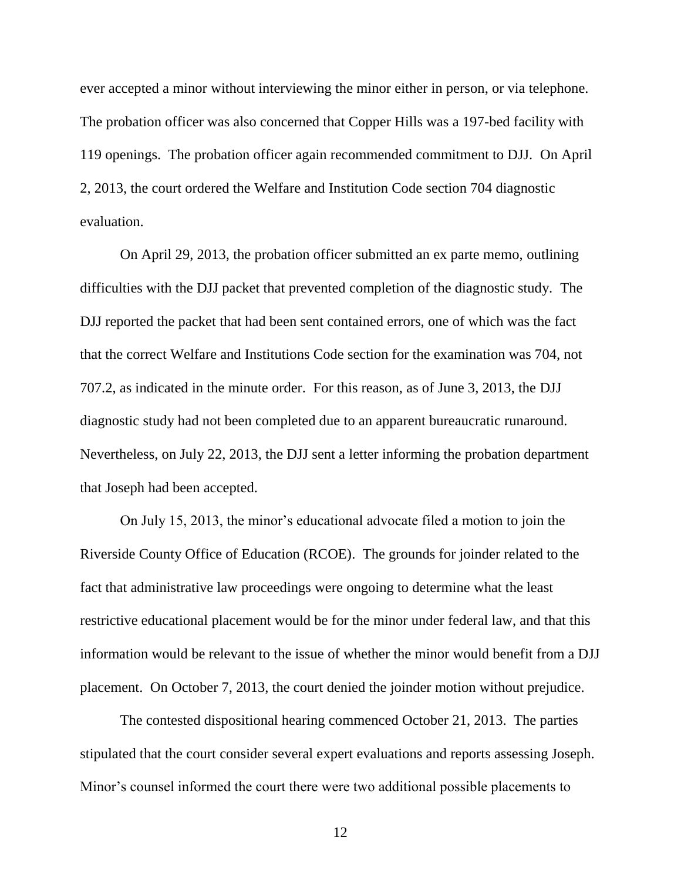ever accepted a minor without interviewing the minor either in person, or via telephone. The probation officer was also concerned that Copper Hills was a 197-bed facility with 119 openings. The probation officer again recommended commitment to DJJ. On April 2, 2013, the court ordered the Welfare and Institution Code section 704 diagnostic evaluation.

On April 29, 2013, the probation officer submitted an ex parte memo, outlining difficulties with the DJJ packet that prevented completion of the diagnostic study. The DJJ reported the packet that had been sent contained errors, one of which was the fact that the correct Welfare and Institutions Code section for the examination was 704, not 707.2, as indicated in the minute order. For this reason, as of June 3, 2013, the DJJ diagnostic study had not been completed due to an apparent bureaucratic runaround. Nevertheless, on July 22, 2013, the DJJ sent a letter informing the probation department that Joseph had been accepted.

On July 15, 2013, the minor's educational advocate filed a motion to join the Riverside County Office of Education (RCOE). The grounds for joinder related to the fact that administrative law proceedings were ongoing to determine what the least restrictive educational placement would be for the minor under federal law, and that this information would be relevant to the issue of whether the minor would benefit from a DJJ placement. On October 7, 2013, the court denied the joinder motion without prejudice.

The contested dispositional hearing commenced October 21, 2013. The parties stipulated that the court consider several expert evaluations and reports assessing Joseph. Minor's counsel informed the court there were two additional possible placements to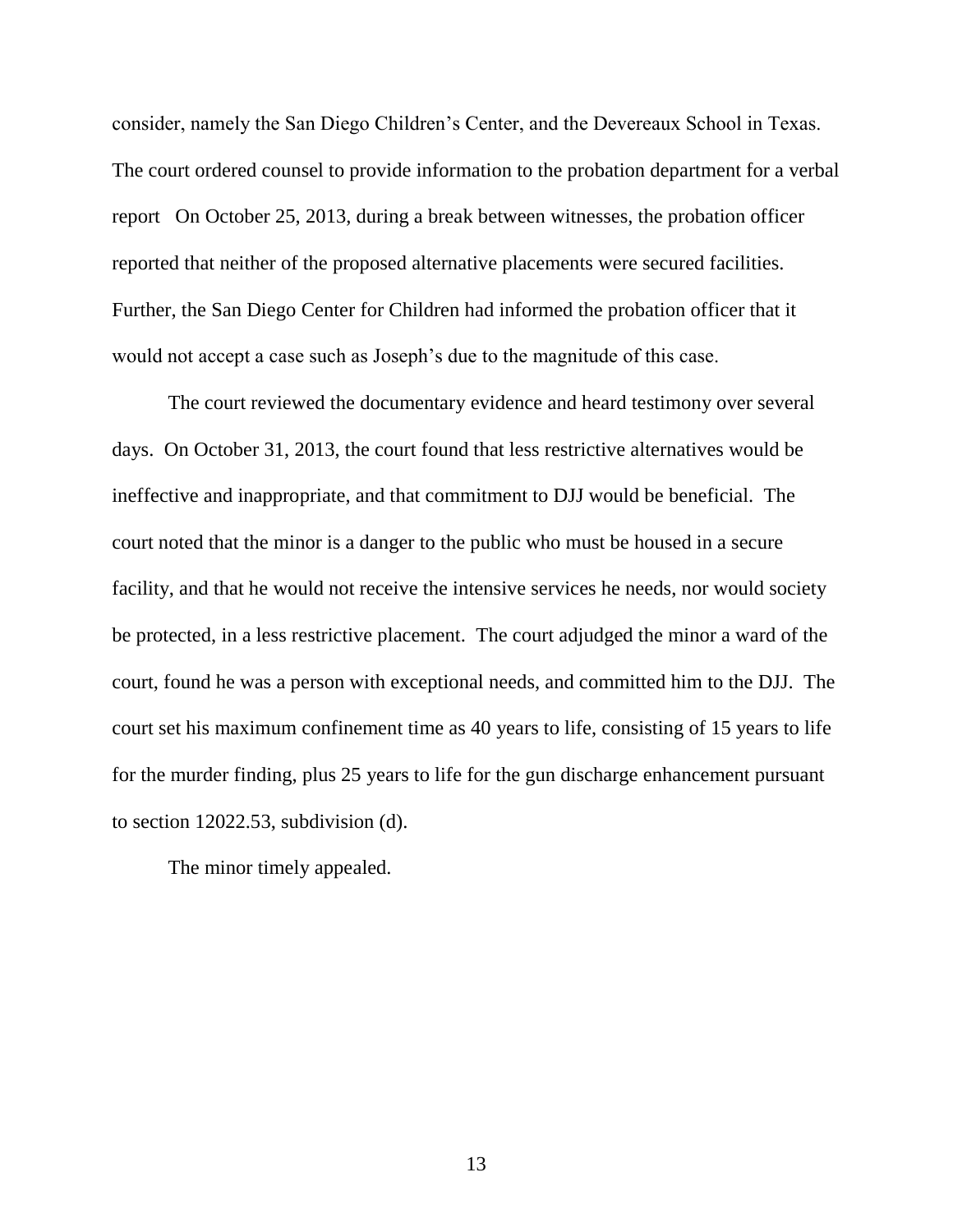consider, namely the San Diego Children's Center, and the Devereaux School in Texas. The court ordered counsel to provide information to the probation department for a verbal report On October 25, 2013, during a break between witnesses, the probation officer reported that neither of the proposed alternative placements were secured facilities. Further, the San Diego Center for Children had informed the probation officer that it would not accept a case such as Joseph's due to the magnitude of this case.

The court reviewed the documentary evidence and heard testimony over several days. On October 31, 2013, the court found that less restrictive alternatives would be ineffective and inappropriate, and that commitment to DJJ would be beneficial. The court noted that the minor is a danger to the public who must be housed in a secure facility, and that he would not receive the intensive services he needs, nor would society be protected, in a less restrictive placement. The court adjudged the minor a ward of the court, found he was a person with exceptional needs, and committed him to the DJJ. The court set his maximum confinement time as 40 years to life, consisting of 15 years to life for the murder finding, plus 25 years to life for the gun discharge enhancement pursuant to section 12022.53, subdivision (d).

The minor timely appealed.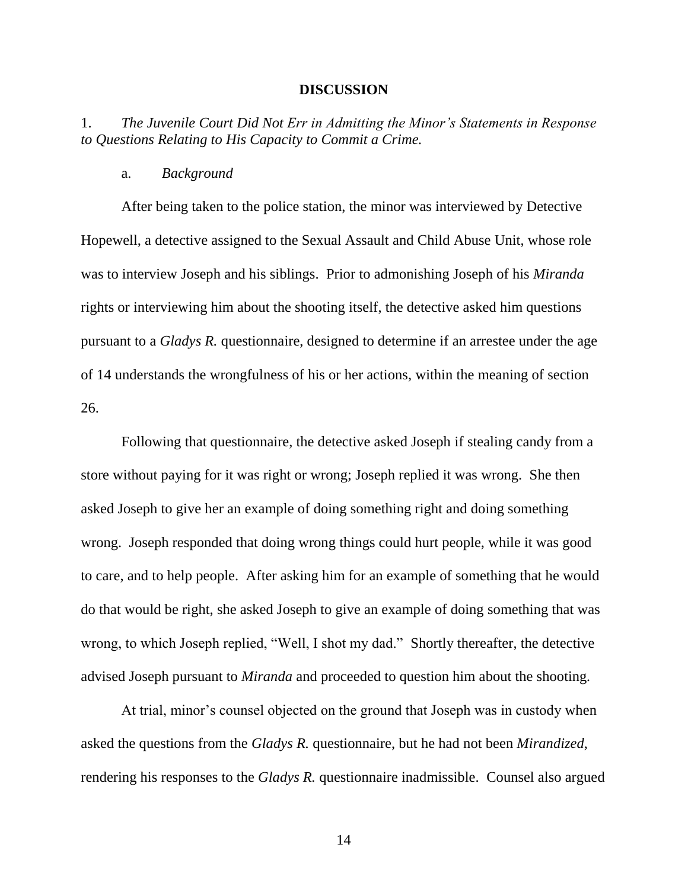## DISCUSSION

1. *The Juvenile Court Did Not Err in Admitting the Minor's Statements in Response to Questions Relating to His Capacity to Commit a Crime.*

a. *Background*

After being taken to the police station, the minor was interviewed by Detective Hopewell, a detective assigned to the Sexual Assault and Child Abuse Unit, whose role was to interview Joseph and his siblings. Prior to admonishing Joseph of his *Miranda* rights or interviewing him about the shooting itself, the detective asked him questions pursuant to a *Gladys R.* questionnaire, designed to determine if an arrestee under the age of 14 understands the wrongfulness of his or her actions, within the meaning of section 26.

Following that questionnaire, the detective asked Joseph if stealing candy from a store without paying for it was right or wrong; Joseph replied it was wrong. She then asked Joseph to give her an example of doing something right and doing something wrong. Joseph responded that doing wrong things could hurt people, while it was good to care, and to help people. After asking him for an example of something that he would do that would be right, she asked Joseph to give an example of doing something that was wrong, to which Joseph replied, "Well, I shot my dad." Shortly thereafter, the detective advised Joseph pursuant to *Miranda* and proceeded to question him about the shooting.

At trial, minor's counsel objected on the ground that Joseph was in custody when asked the questions from the *Gladys R.* questionnaire, but he had not been *Mirandized*, rendering his responses to the *Gladys R.* questionnaire inadmissible. Counsel also argued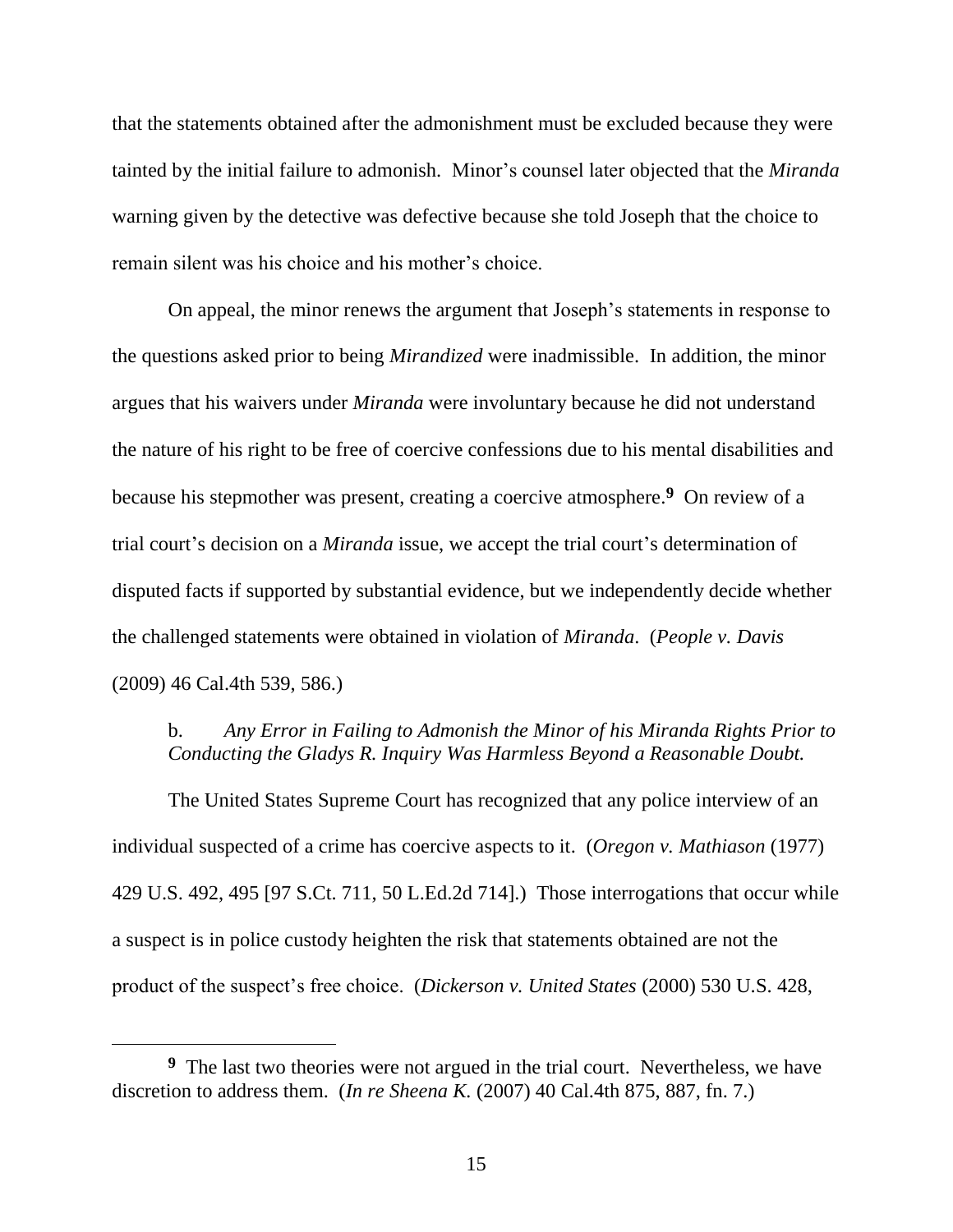that the statements obtained after the admonishment must be excluded because they were tainted by the initial failure to admonish. Minor's counsel later objected that the *Miranda* warning given by the detective was defective because she told Joseph that the choice to remain silent was his choice and his mother's choice.

On appeal, the minor renews the argument that Joseph's statements in response to the questions asked prior to being *Mirandized* were inadmissible. In addition, the minor argues that his waivers under *Miranda* were involuntary because he did not understand the nature of his right to be free of coercive confessions due to his mental disabilities and because his stepmother was present, creating a coercive atmosphere.[9] On review of a trial court's decision on a *Miranda* issue, we accept the trial court's determination of disputed facts if supported by substantial evidence, but we independently decide whether the challenged statements were obtained in violation of *Miranda*. (*People v. Davis* (2009) 46 Cal.4th 539, 586.)

b. *Any Error in Failing to Admonish the Minor of his Miranda Rights Prior to Conducting the Gladys R. Inquiry Was Harmless Beyond a Reasonable Doubt.*

The United States Supreme Court has recognized that any police interview of an individual suspected of a crime has coercive aspects to it. (*Oregon v. Mathiason* (1977) 429 U.S. 492, 495 [97 S.Ct. 711, 50 L.Ed.2d 714].) Those interrogations that occur while a suspect is in police custody heighten the risk that statements obtained are not the product of the suspect's free choice. (*Dickerson v. United States* (2000) 530 U.S. 428,

---

[9] The last two theories were not argued in the trial court. Nevertheless, we have discretion to address them. (*In re Sheena K.* (2007) 40 Cal.4th 875, 887, fn. 7.)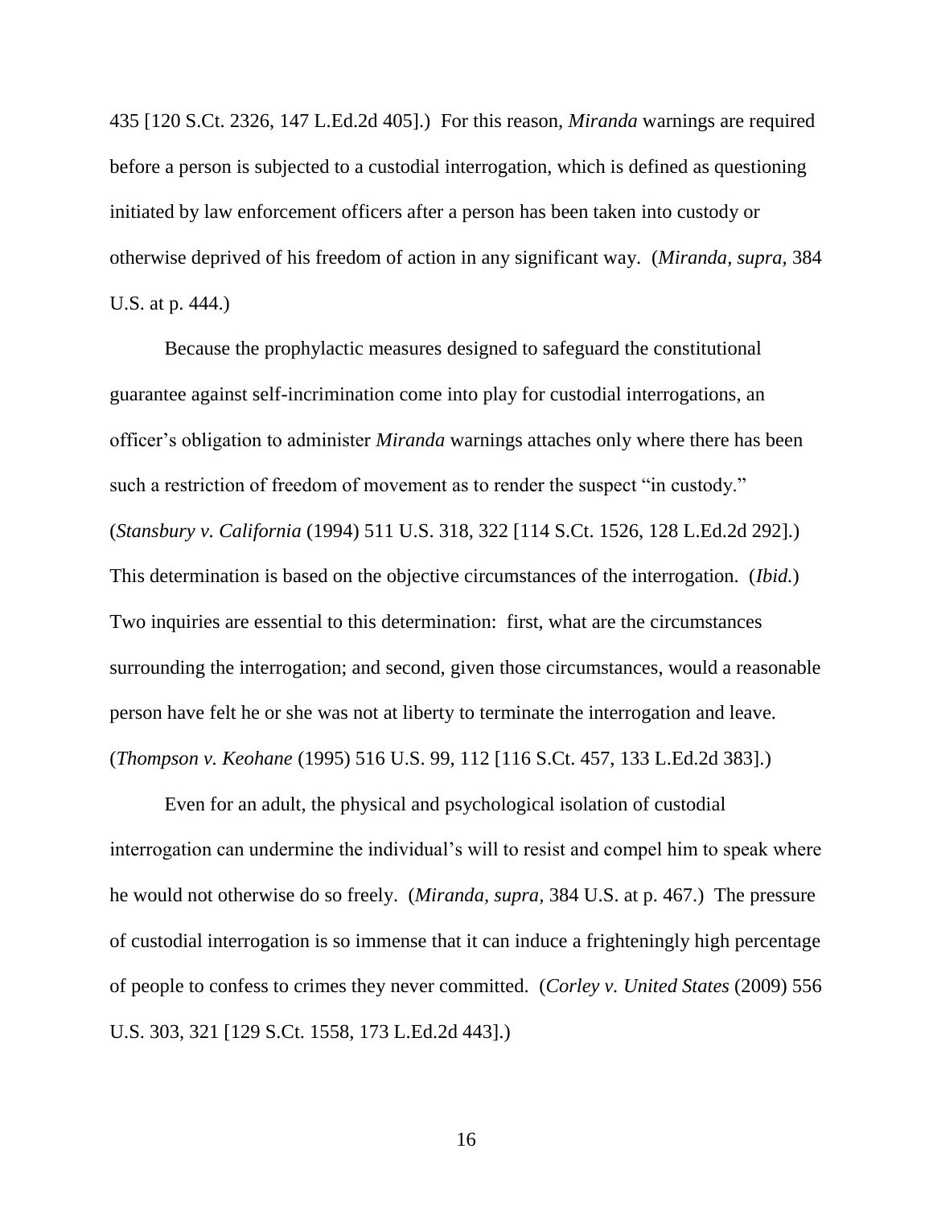435 [120 S.Ct. 2326, 147 L.Ed.2d 405].) For this reason, *Miranda* warnings are required before a person is subjected to a custodial interrogation, which is defined as questioning initiated by law enforcement officers after a person has been taken into custody or otherwise deprived of his freedom of action in any significant way. (*Miranda, supra,* 384 U.S. at p. 444.)

Because the prophylactic measures designed to safeguard the constitutional guarantee against self-incrimination come into play for custodial interrogations, an officer's obligation to administer *Miranda* warnings attaches only where there has been such a restriction of freedom of movement as to render the suspect "in custody." (*Stansbury v. California* (1994) 511 U.S. 318, 322 [114 S.Ct. 1526, 128 L.Ed.2d 292].) This determination is based on the objective circumstances of the interrogation. (*Ibid.*) Two inquiries are essential to this determination: first, what are the circumstances surrounding the interrogation; and second, given those circumstances, would a reasonable person have felt he or she was not at liberty to terminate the interrogation and leave. (*Thompson v. Keohane* (1995) 516 U.S. 99, 112 [116 S.Ct. 457, 133 L.Ed.2d 383].)

Even for an adult, the physical and psychological isolation of custodial interrogation can undermine the individual's will to resist and compel him to speak where he would not otherwise do so freely. (*Miranda, supra,* 384 U.S. at p. 467.) The pressure of custodial interrogation is so immense that it can induce a frighteningly high percentage of people to confess to crimes they never committed. (*Corley v. United States* (2009) 556 U.S. 303, 321 [129 S.Ct. 1558, 173 L.Ed.2d 443].)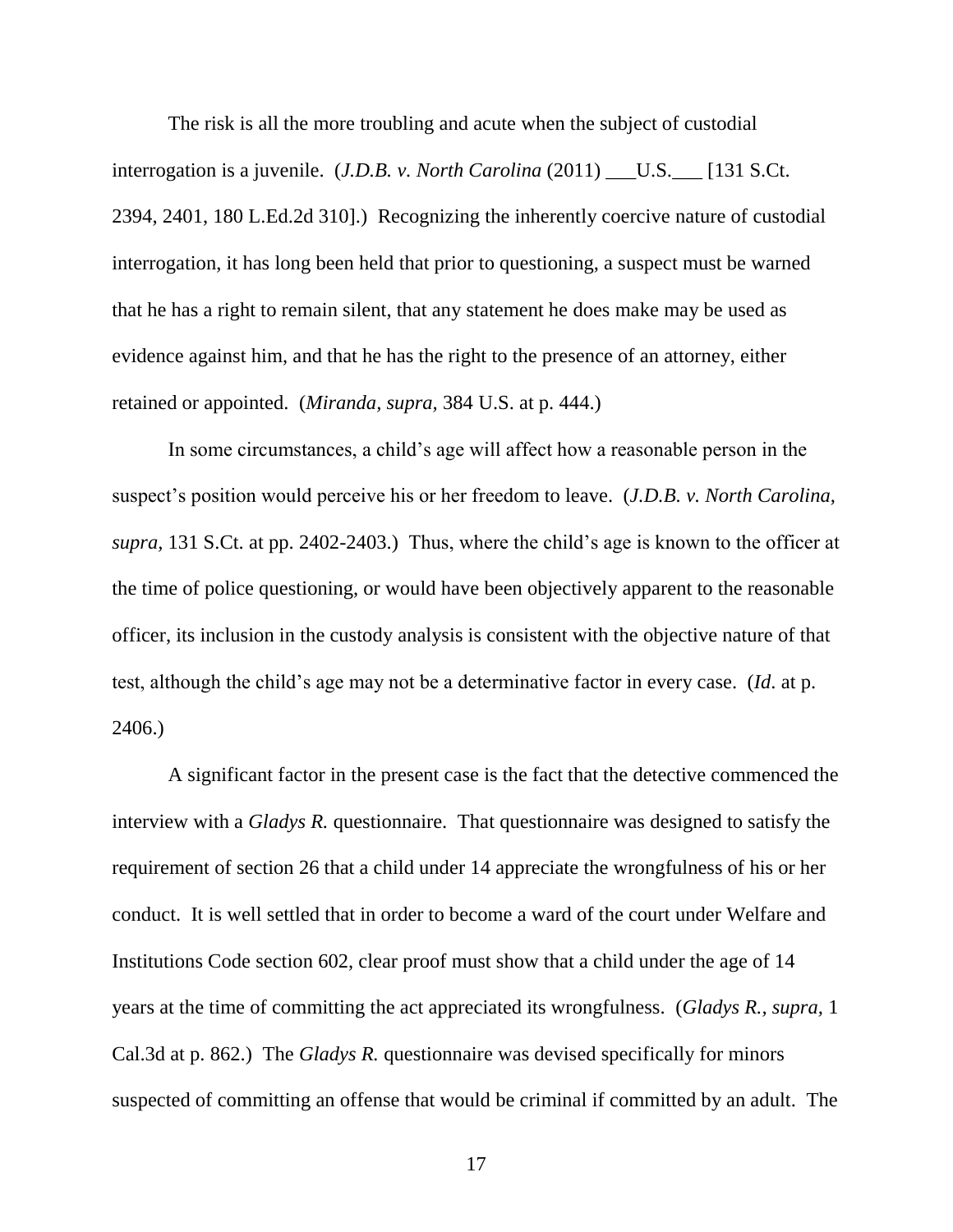The risk is all the more troubling and acute when the subject of custodial interrogation is a juvenile. (*J.D.B. v. North Carolina* (2011) ___U.S.___ [131 S.Ct. 2394, 2401, 180 L.Ed.2d 310].) Recognizing the inherently coercive nature of custodial interrogation, it has long been held that prior to questioning, a suspect must be warned that he has a right to remain silent, that any statement he does make may be used as evidence against him, and that he has the right to the presence of an attorney, either retained or appointed. (*Miranda, supra,* 384 U.S. at p. 444.)

In some circumstances, a child's age will affect how a reasonable person in the suspect's position would perceive his or her freedom to leave. (*J.D.B. v. North Carolina, supra,* 131 S.Ct. at pp. 2402-2403.) Thus, where the child's age is known to the officer at the time of police questioning, or would have been objectively apparent to the reasonable officer, its inclusion in the custody analysis is consistent with the objective nature of that test, although the child's age may not be a determinative factor in every case. (*Id.* at p. 2406.)

A significant factor in the present case is the fact that the detective commenced the interview with a *Gladys R.* questionnaire. That questionnaire was designed to satisfy the requirement of section 26 that a child under 14 appreciate the wrongfulness of his or her conduct. It is well settled that in order to become a ward of the court under Welfare and Institutions Code section 602, clear proof must show that a child under the age of 14 years at the time of committing the act appreciated its wrongfulness. (*Gladys R., supra,* 1 Cal.3d at p. 862.) The *Gladys R.* questionnaire was devised specifically for minors suspected of committing an offense that would be criminal if committed by an adult. The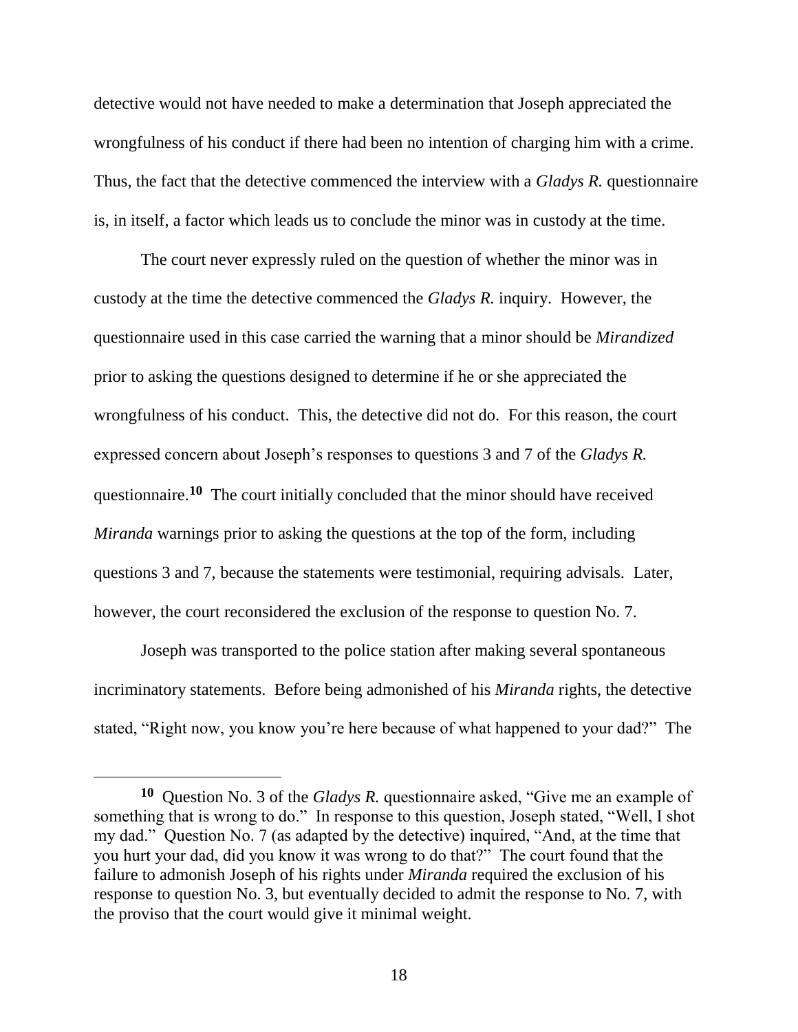detective would not have needed to make a determination that Joseph appreciated the wrongfulness of his conduct if there had been no intention of charging him with a crime. Thus, the fact that the detective commenced the interview with a *Gladys R.* questionnaire is, in itself, a factor which leads us to conclude the minor was in custody at the time.

The court never expressly ruled on the question of whether the minor was in custody at the time the detective commenced the *Gladys R.* inquiry. However, the questionnaire used in this case carried the warning that a minor should be *Mirandized* prior to asking the questions designed to determine if he or she appreciated the wrongfulness of his conduct. This, the detective did not do. For this reason, the court expressed concern about Joseph's responses to questions 3 and 7 of the *Gladys R.* questionnaire.[10] The court initially concluded that the minor should have received *Miranda* warnings prior to asking the questions at the top of the form, including questions 3 and 7, because the statements were testimonial, requiring advisals. Later, however, the court reconsidered the exclusion of the response to question No. 7.

Joseph was transported to the police station after making several spontaneous incriminatory statements. Before being admonished of his *Miranda* rights, the detective stated, "Right now, you know you're here because of what happened to your dad?" The

---

**10** Question No. 3 of the *Gladys R.* questionnaire asked, "Give me an example of something that is wrong to do." In response to this question, Joseph stated, "Well, I shot my dad." Question No. 7 (as adapted by the detective) inquired, "And, at the time that you hurt your dad, did you know it was wrong to do that?" The court found that the failure to admonish Joseph of his rights under *Miranda* required the exclusion of his response to question No. 3, but eventually decided to admit the response to No. 7, with the proviso that the court would give it minimal weight.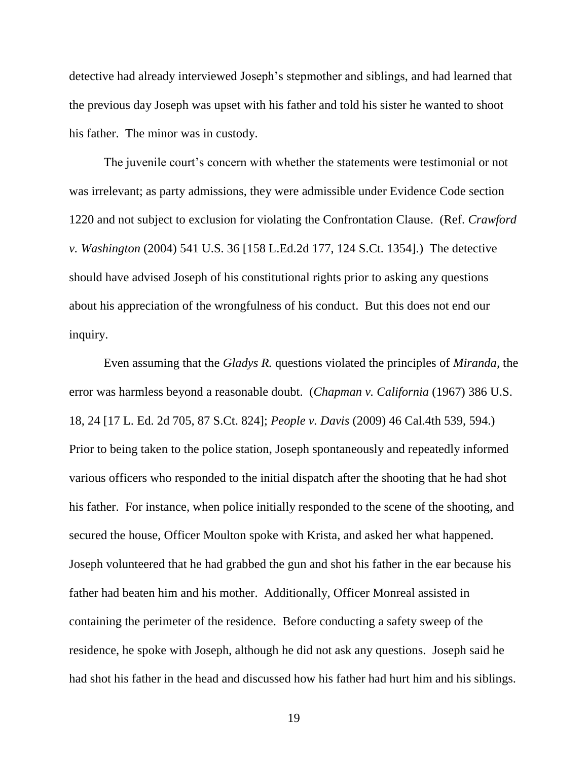detective had already interviewed Joseph's stepmother and siblings, and had learned that the previous day Joseph was upset with his father and told his sister he wanted to shoot his father. The minor was in custody.

The juvenile court's concern with whether the statements were testimonial or not was irrelevant; as party admissions, they were admissible under Evidence Code section 1220 and not subject to exclusion for violating the Confrontation Clause. (Ref. *Crawford v. Washington* (2004) 541 U.S. 36 [158 L.Ed.2d 177, 124 S.Ct. 1354].) The detective should have advised Joseph of his constitutional rights prior to asking any questions about his appreciation of the wrongfulness of his conduct. But this does not end our inquiry.

Even assuming that the *Gladys R.* questions violated the principles of *Miranda*, the error was harmless beyond a reasonable doubt. (*Chapman v. California* (1967) 386 U.S. 18, 24 [17 L. Ed. 2d 705, 87 S.Ct. 824]; *People v. Davis* (2009) 46 Cal.4th 539, 594.) Prior to being taken to the police station, Joseph spontaneously and repeatedly informed various officers who responded to the initial dispatch after the shooting that he had shot his father. For instance, when police initially responded to the scene of the shooting, and secured the house, Officer Moulton spoke with Krista, and asked her what happened. Joseph volunteered that he had grabbed the gun and shot his father in the ear because his father had beaten him and his mother. Additionally, Officer Monreal assisted in containing the perimeter of the residence. Before conducting a safety sweep of the residence, he spoke with Joseph, although he did not ask any questions. Joseph said he had shot his father in the head and discussed how his father had hurt him and his siblings.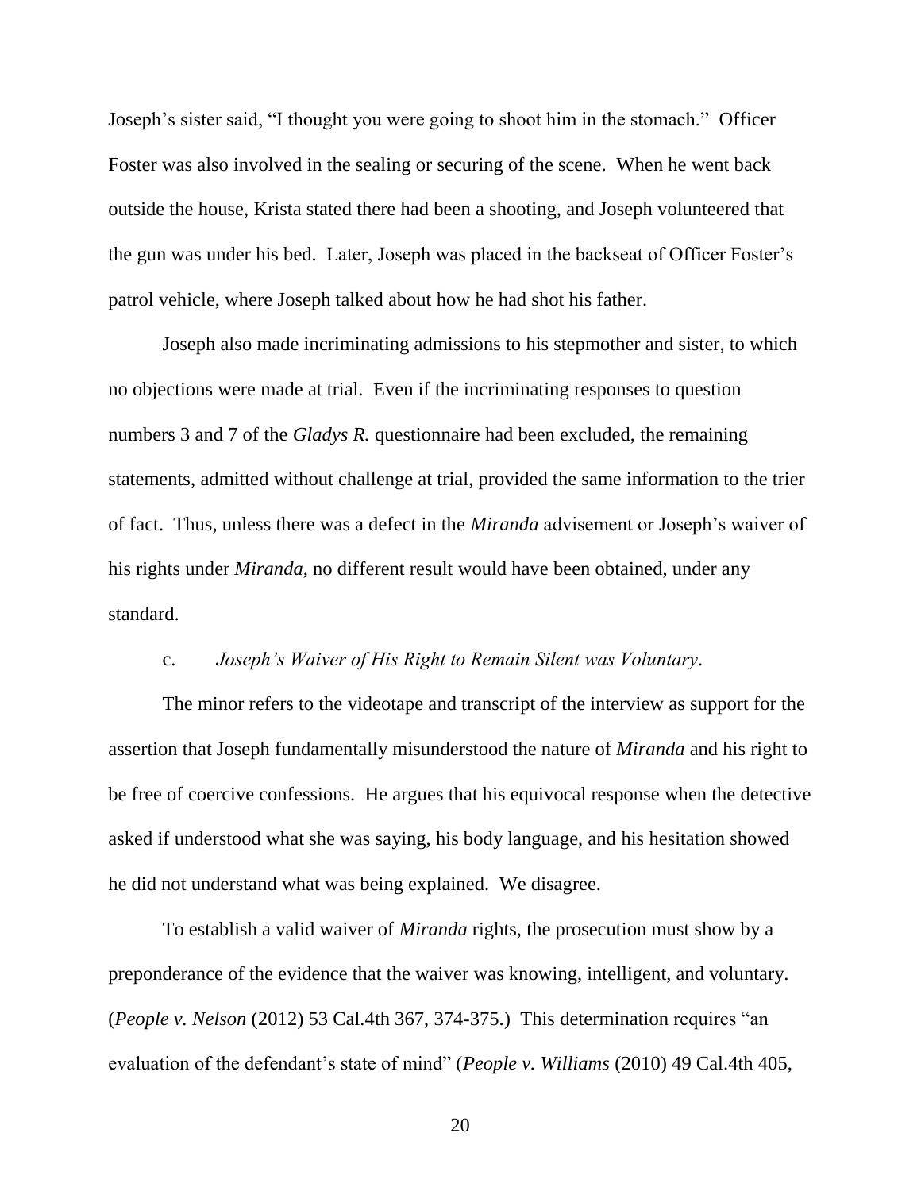Joseph's sister said, "I thought you were going to shoot him in the stomach." Officer Foster was also involved in the sealing or securing of the scene. When he went back outside the house, Krista stated there had been a shooting, and Joseph volunteered that the gun was under his bed. Later, Joseph was placed in the backseat of Officer Foster's patrol vehicle, where Joseph talked about how he had shot his father.

Joseph also made incriminating admissions to his stepmother and sister, to which no objections were made at trial. Even if the incriminating responses to question numbers 3 and 7 of the *Gladys R.* questionnaire had been excluded, the remaining statements, admitted without challenge at trial, provided the same information to the trier of fact. Thus, unless there was a defect in the *Miranda* advisement or Joseph's waiver of his rights under *Miranda,* no different result would have been obtained, under any standard.

c. *Joseph's Waiver of His Right to Remain Silent was Voluntary*.

The minor refers to the videotape and transcript of the interview as support for the assertion that Joseph fundamentally misunderstood the nature of *Miranda* and his right to be free of coercive confessions. He argues that his equivocal response when the detective asked if understood what she was saying, his body language, and his hesitation showed he did not understand what was being explained. We disagree.

To establish a valid waiver of *Miranda* rights, the prosecution must show by a preponderance of the evidence that the waiver was knowing, intelligent, and voluntary. (*People v. Nelson* (2012) 53 Cal.4th 367, 374-375.) This determination requires "an evaluation of the defendant's state of mind" (*People v. Williams* (2010) 49 Cal.4th 405,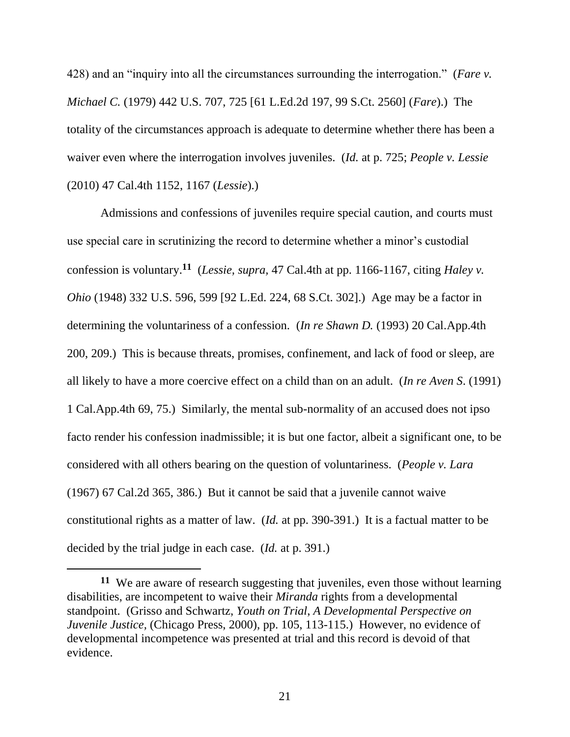428) and an "inquiry into all the circumstances surrounding the interrogation." (*Fare v. Michael C.* (1979) 442 U.S. 707, 725 [61 L.Ed.2d 197, 99 S.Ct. 2560] (*Fare*).) The totality of the circumstances approach is adequate to determine whether there has been a waiver even where the interrogation involves juveniles. (*Id.* at p. 725; *People v. Lessie* (2010) 47 Cal.4th 1152, 1167 (*Lessie*).)

Admissions and confessions of juveniles require special caution, and courts must use special care in scrutinizing the record to determine whether a minor's custodial confession is voluntary.**[11]** (*Lessie, supra,* 47 Cal.4th at pp. 1166-1167, citing *Haley v. Ohio* (1948) 332 U.S. 596, 599 [92 L.Ed. 224, 68 S.Ct. 302].) Age may be a factor in determining the voluntariness of a confession. (*In re Shawn D.* (1993) 20 Cal.App.4th 200, 209.) This is because threats, promises, confinement, and lack of food or sleep, are all likely to have a more coercive effect on a child than on an adult. (*In re Aven S.* (1991) 1 Cal.App.4th 69, 75.) Similarly, the mental sub-normality of an accused does not ipso facto render his confession inadmissible; it is but one factor, albeit a significant one, to be considered with all others bearing on the question of voluntariness. (*People v. Lara* (1967) 67 Cal.2d 365, 386.) But it cannot be said that a juvenile cannot waive constitutional rights as a matter of law. (*Id.* at pp. 390-391.) It is a factual matter to be decided by the trial judge in each case. (*Id.* at p. 391.)

---

**11** We are aware of research suggesting that juveniles, even those without learning disabilities, are incompetent to waive their *Miranda* rights from a developmental standpoint. (Grisso and Schwartz, *Youth on Trial, A Developmental Perspective on Juvenile Justice*, (Chicago Press, 2000), pp. 105, 113-115.) However, no evidence of developmental incompetence was presented at trial and this record is devoid of that evidence.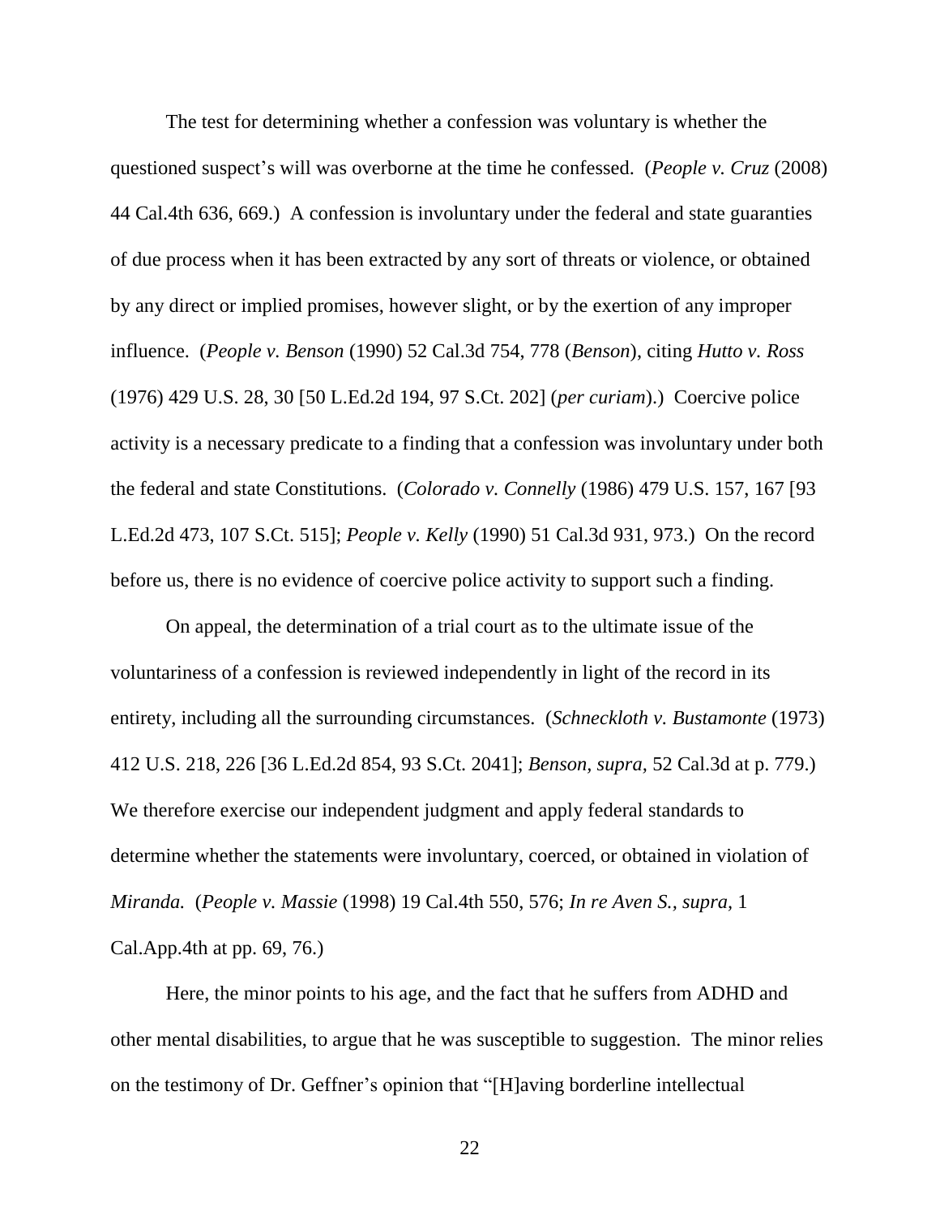The test for determining whether a confession was voluntary is whether the questioned suspect's will was overborne at the time he confessed. (*People v. Cruz* (2008) 44 Cal.4th 636, 669.) A confession is involuntary under the federal and state guaranties of due process when it has been extracted by any sort of threats or violence, or obtained by any direct or implied promises, however slight, or by the exertion of any improper influence. (*People v. Benson* (1990) 52 Cal.3d 754, 778 (*Benson*), citing *Hutto v. Ross* (1976) 429 U.S. 28, 30 [50 L.Ed.2d 194, 97 S.Ct. 202] (*per curiam*).) Coercive police activity is a necessary predicate to a finding that a confession was involuntary under both the federal and state Constitutions. (*Colorado v. Connelly* (1986) 479 U.S. 157, 167 [93 L.Ed.2d 473, 107 S.Ct. 515]; *People v. Kelly* (1990) 51 Cal.3d 931, 973.) On the record before us, there is no evidence of coercive police activity to support such a finding.

On appeal, the determination of a trial court as to the ultimate issue of the voluntariness of a confession is reviewed independently in light of the record in its entirety, including all the surrounding circumstances. (*Schneckloth v. Bustamonte* (1973) 412 U.S. 218, 226 [36 L.Ed.2d 854, 93 S.Ct. 2041]; *Benson, supra,* 52 Cal.3d at p. 779.) We therefore exercise our independent judgment and apply federal standards to determine whether the statements were involuntary, coerced, or obtained in violation of *Miranda.* (*People v. Massie* (1998) 19 Cal.4th 550, 576; *In re Aven S., supra,* 1 Cal.App.4th at pp. 69, 76.)

Here, the minor points to his age, and the fact that he suffers from ADHD and other mental disabilities, to argue that he was susceptible to suggestion. The minor relies on the testimony of Dr. Geffner's opinion that "[H]aving borderline intellectual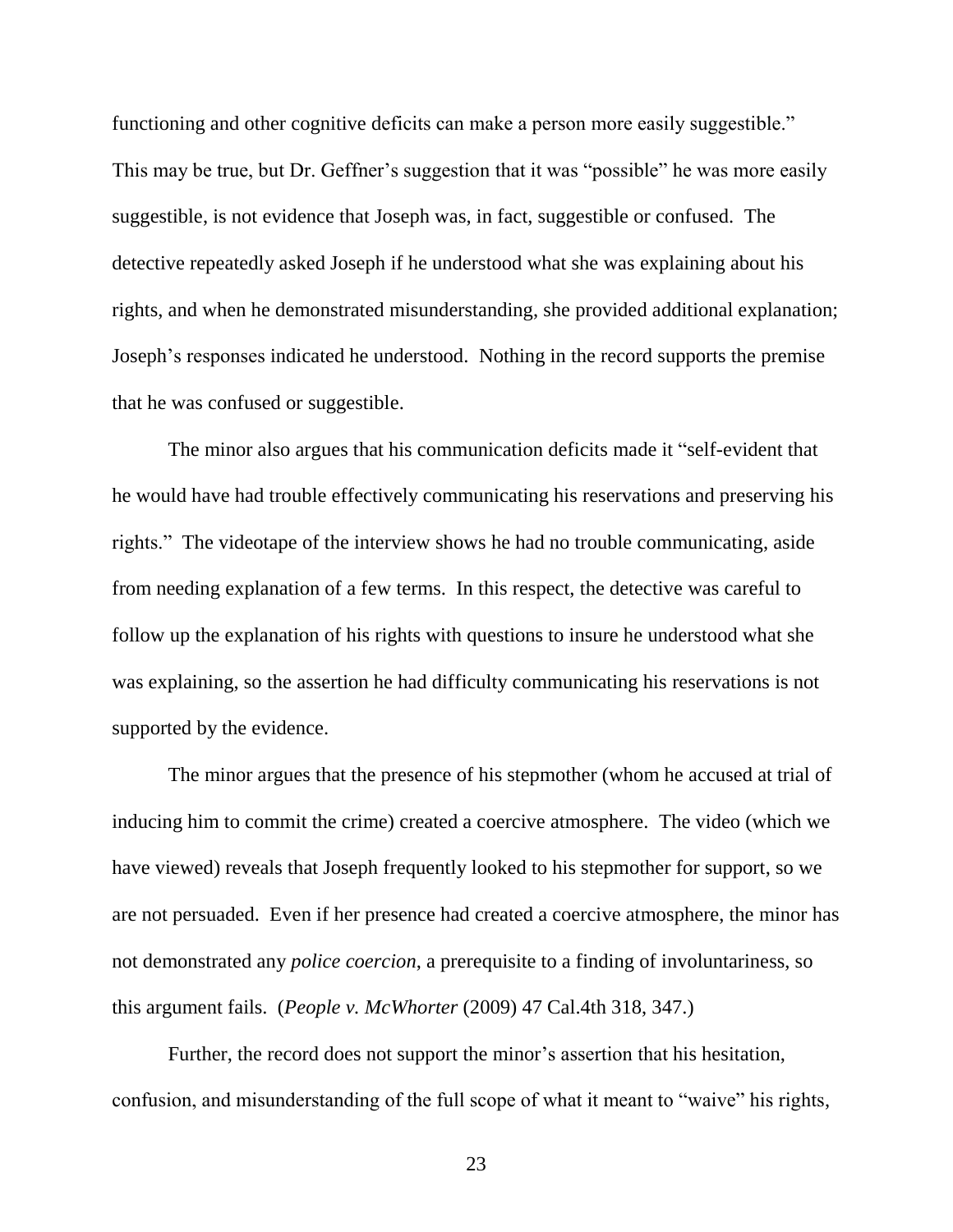functioning and other cognitive deficits can make a person more easily suggestible." This may be true, but Dr. Geffner's suggestion that it was "possible" he was more easily suggestible, is not evidence that Joseph was, in fact, suggestible or confused. The detective repeatedly asked Joseph if he understood what she was explaining about his rights, and when he demonstrated misunderstanding, she provided additional explanation; Joseph's responses indicated he understood. Nothing in the record supports the premise that he was confused or suggestible.

The minor also argues that his communication deficits made it "self-evident that he would have had trouble effectively communicating his reservations and preserving his rights." The videotape of the interview shows he had no trouble communicating, aside from needing explanation of a few terms. In this respect, the detective was careful to follow up the explanation of his rights with questions to insure he understood what she was explaining, so the assertion he had difficulty communicating his reservations is not supported by the evidence.

The minor argues that the presence of his stepmother (whom he accused at trial of inducing him to commit the crime) created a coercive atmosphere. The video (which we have viewed) reveals that Joseph frequently looked to his stepmother for support, so we are not persuaded. Even if her presence had created a coercive atmosphere, the minor has not demonstrated any *police coercion*, a prerequisite to a finding of involuntariness, so this argument fails. (*People v. McWhorter* (2009) 47 Cal.4th 318, 347.)

Further, the record does not support the minor's assertion that his hesitation, confusion, and misunderstanding of the full scope of what it meant to "waive" his rights,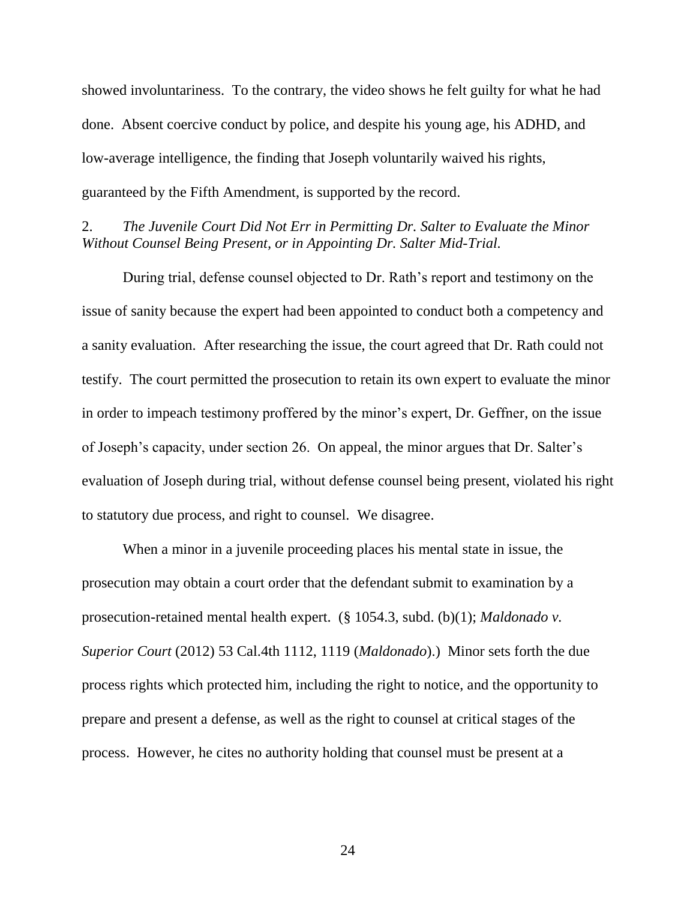showed involuntariness. To the contrary, the video shows he felt guilty for what he had done. Absent coercive conduct by police, and despite his young age, his ADHD, and low-average intelligence, the finding that Joseph voluntarily waived his rights, guaranteed by the Fifth Amendment, is supported by the record.

2. *The Juvenile Court Did Not Err in Permitting Dr. Salter to Evaluate the Minor Without Counsel Being Present, or in Appointing Dr. Salter Mid-Trial.*

During trial, defense counsel objected to Dr. Rath's report and testimony on the issue of sanity because the expert had been appointed to conduct both a competency and a sanity evaluation. After researching the issue, the court agreed that Dr. Rath could not testify. The court permitted the prosecution to retain its own expert to evaluate the minor in order to impeach testimony proffered by the minor's expert, Dr. Geffner, on the issue of Joseph's capacity, under section 26. On appeal, the minor argues that Dr. Salter's evaluation of Joseph during trial, without defense counsel being present, violated his right to statutory due process, and right to counsel. We disagree.

When a minor in a juvenile proceeding places his mental state in issue, the prosecution may obtain a court order that the defendant submit to examination by a prosecution-retained mental health expert. (§ 1054.3, subd. (b)(1); *Maldonado v. Superior Court* (2012) 53 Cal.4th 1112, 1119 (*Maldonado*).) Minor sets forth the due process rights which protected him, including the right to notice, and the opportunity to prepare and present a defense, as well as the right to counsel at critical stages of the process. However, he cites no authority holding that counsel must be present at a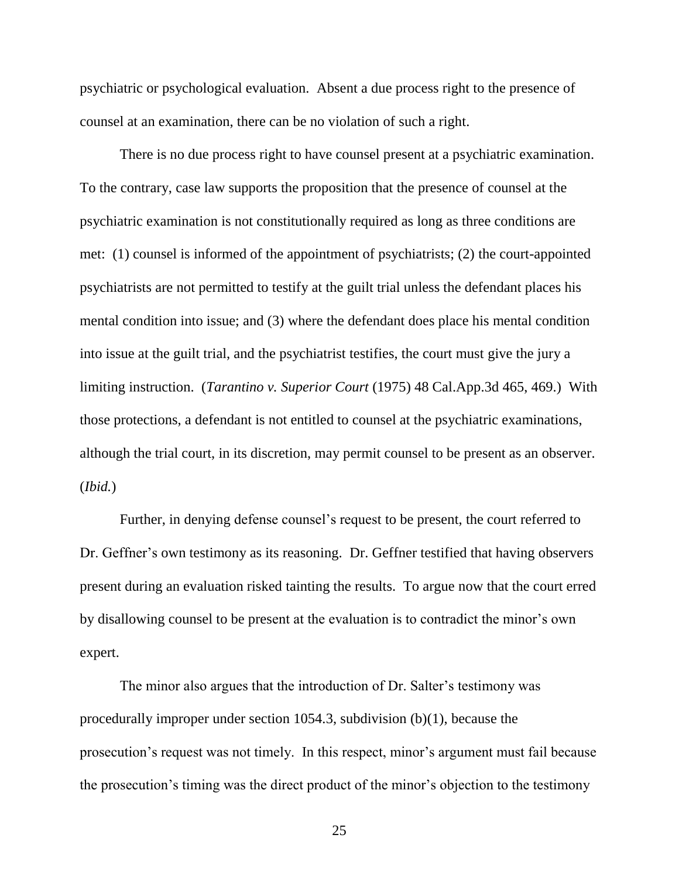psychiatric or psychological evaluation. Absent a due process right to the presence of counsel at an examination, there can be no violation of such a right.

There is no due process right to have counsel present at a psychiatric examination. To the contrary, case law supports the proposition that the presence of counsel at the psychiatric examination is not constitutionally required as long as three conditions are met: (1) counsel is informed of the appointment of psychiatrists; (2) the court-appointed psychiatrists are not permitted to testify at the guilt trial unless the defendant places his mental condition into issue; and (3) where the defendant does place his mental condition into issue at the guilt trial, and the psychiatrist testifies, the court must give the jury a limiting instruction. (*Tarantino v. Superior Court* (1975) 48 Cal.App.3d 465, 469.) With those protections, a defendant is not entitled to counsel at the psychiatric examinations, although the trial court, in its discretion, may permit counsel to be present as an observer. (*Ibid.*)

Further, in denying defense counsel's request to be present, the court referred to Dr. Geffner's own testimony as its reasoning. Dr. Geffner testified that having observers present during an evaluation risked tainting the results. To argue now that the court erred by disallowing counsel to be present at the evaluation is to contradict the minor's own expert.

The minor also argues that the introduction of Dr. Salter's testimony was procedurally improper under section 1054.3, subdivision (b)(1), because the prosecution's request was not timely. In this respect, minor's argument must fail because the prosecution's timing was the direct product of the minor's objection to the testimony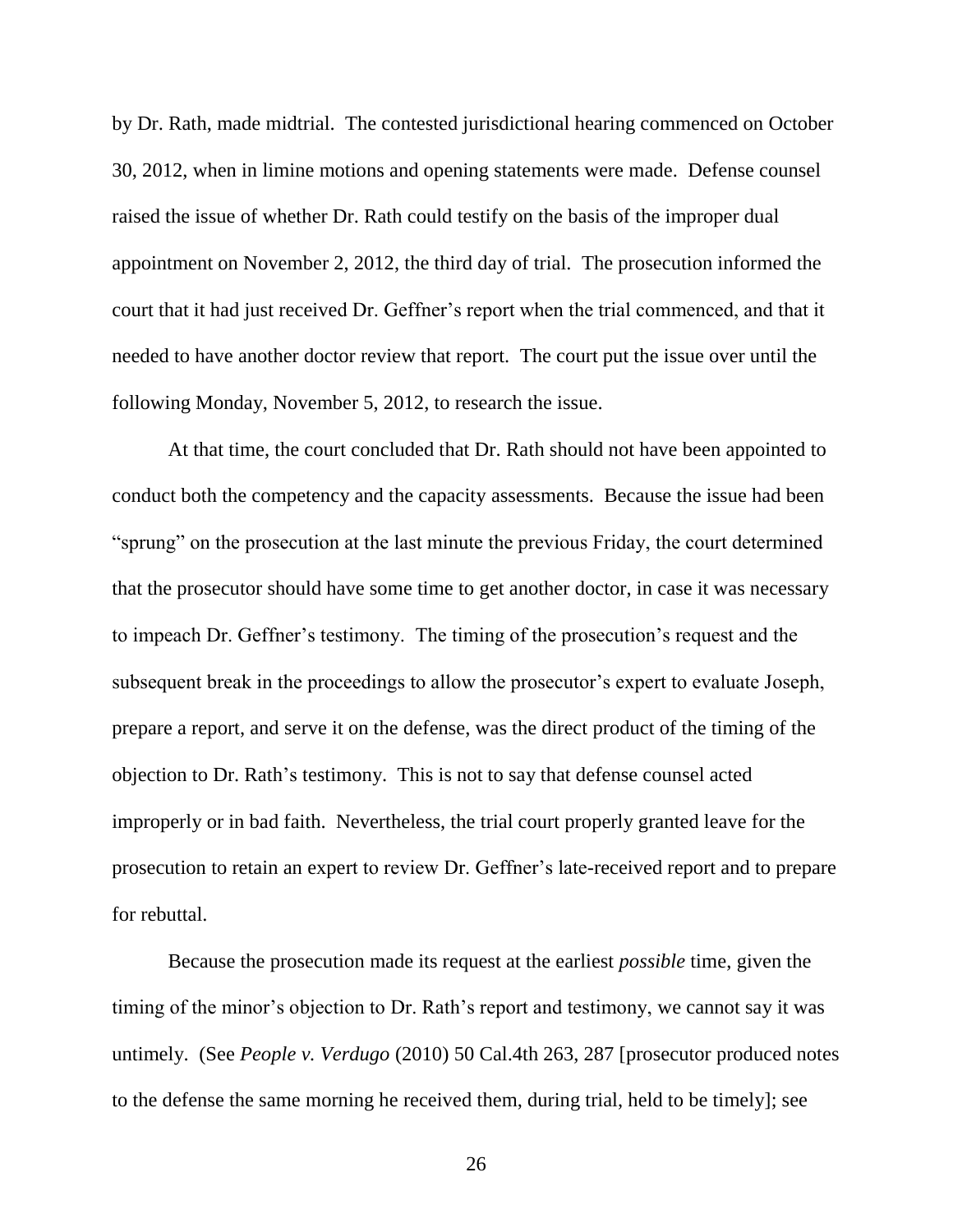by Dr. Rath, made midtrial. The contested jurisdictional hearing commenced on October 30, 2012, when in limine motions and opening statements were made. Defense counsel raised the issue of whether Dr. Rath could testify on the basis of the improper dual appointment on November 2, 2012, the third day of trial. The prosecution informed the court that it had just received Dr. Geffner's report when the trial commenced, and that it needed to have another doctor review that report. The court put the issue over until the following Monday, November 5, 2012, to research the issue.

At that time, the court concluded that Dr. Rath should not have been appointed to conduct both the competency and the capacity assessments. Because the issue had been "sprung" on the prosecution at the last minute the previous Friday, the court determined that the prosecutor should have some time to get another doctor, in case it was necessary to impeach Dr. Geffner's testimony. The timing of the prosecution's request and the subsequent break in the proceedings to allow the prosecutor's expert to evaluate Joseph, prepare a report, and serve it on the defense, was the direct product of the timing of the objection to Dr. Rath's testimony. This is not to say that defense counsel acted improperly or in bad faith. Nevertheless, the trial court properly granted leave for the prosecution to retain an expert to review Dr. Geffner's late-received report and to prepare for rebuttal.

Because the prosecution made its request at the earliest *possible* time, given the timing of the minor's objection to Dr. Rath's report and testimony, we cannot say it was untimely. (See *People v. Verdugo* (2010) 50 Cal.4th 263, 287 [prosecutor produced notes to the defense the same morning he received them, during trial, held to be timely]; see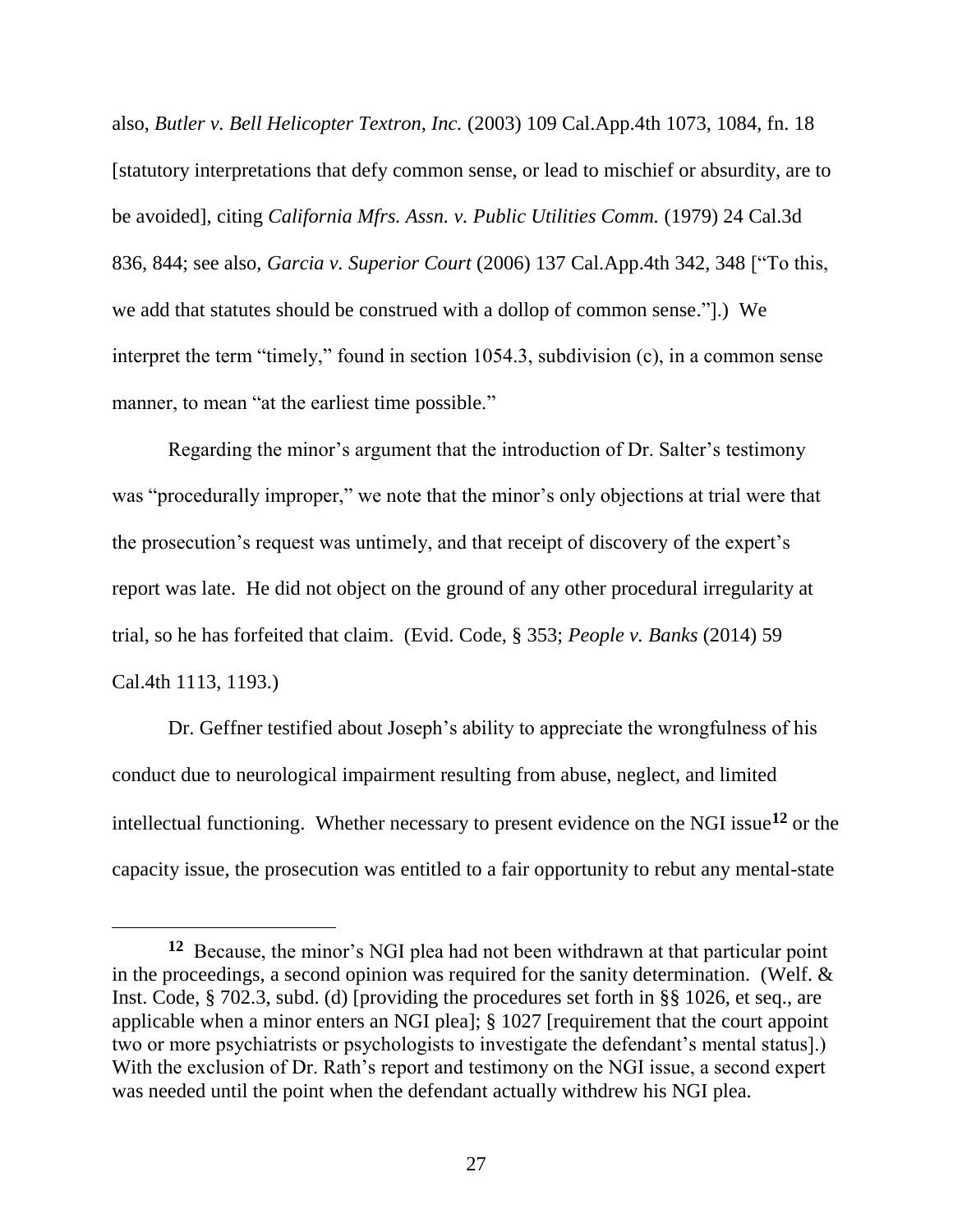also, *Butler v. Bell Helicopter Textron, Inc.* (2003) 109 Cal.App.4th 1073, 1084, fn. 18 [statutory interpretations that defy common sense, or lead to mischief or absurdity, are to be avoided], citing *California Mfrs. Assn. v. Public Utilities Comm.* (1979) 24 Cal.3d 836, 844; see also, *Garcia v. Superior Court* (2006) 137 Cal.App.4th 342, 348 ["To this, we add that statutes should be construed with a dollop of common sense."].) We interpret the term "timely," found in section 1054.3, subdivision (c), in a common sense manner, to mean "at the earliest time possible."

Regarding the minor's argument that the introduction of Dr. Salter's testimony was "procedurally improper," we note that the minor's only objections at trial were that the prosecution's request was untimely, and that receipt of discovery of the expert's report was late. He did not object on the ground of any other procedural irregularity at trial, so he has forfeited that claim. (Evid. Code, § 353; *People v. Banks* (2014) 59 Cal.4th 1113, 1193.)

Dr. Geffner testified about Joseph's ability to appreciate the wrongfulness of his conduct due to neurological impairment resulting from abuse, neglect, and limited intellectual functioning. Whether necessary to present evidence on the NGI issue[12] or the capacity issue, the prosecution was entitled to a fair opportunity to rebut any mental-state

[12] Because, the minor's NGI plea had not been withdrawn at that particular point in the proceedings, a second opinion was required for the sanity determination. (Welf. & Inst. Code, § 702.3, subd. (d) [providing the procedures set forth in §§ 1026, et seq., are applicable when a minor enters an NGI plea]; § 1027 [requirement that the court appoint two or more psychiatrists or psychologists to investigate the defendant's mental status].) With the exclusion of Dr. Rath's report and testimony on the NGI issue, a second expert was needed until the point when the defendant actually withdrew his NGI plea.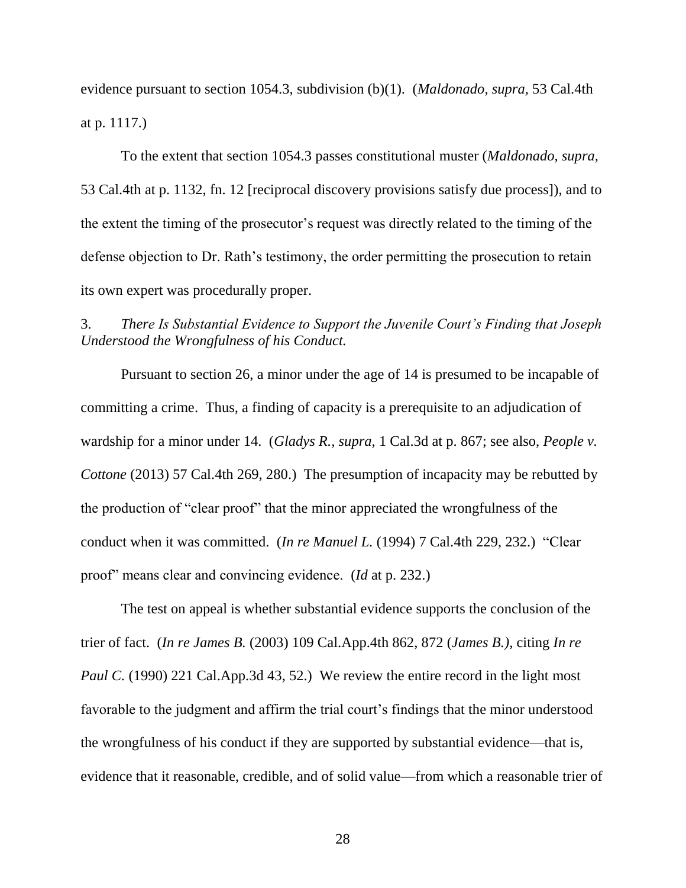evidence pursuant to section 1054.3, subdivision (b)(1). (*Maldonado, supra,* 53 Cal.4th at p. 1117.)

To the extent that section 1054.3 passes constitutional muster (*Maldonado, supra,* 53 Cal.4th at p. 1132, fn. 12 [reciprocal discovery provisions satisfy due process]), and to the extent the timing of the prosecutor's request was directly related to the timing of the defense objection to Dr. Rath's testimony, the order permitting the prosecution to retain its own expert was procedurally proper.

3. *There Is Substantial Evidence to Support the Juvenile Court's Finding that Joseph Understood the Wrongfulness of his Conduct.*

Pursuant to section 26, a minor under the age of 14 is presumed to be incapable of committing a crime. Thus, a finding of capacity is a prerequisite to an adjudication of wardship for a minor under 14. (*Gladys R., supra,* 1 Cal.3d at p. 867; see also, *People v. Cottone* (2013) 57 Cal.4th 269, 280.) The presumption of incapacity may be rebutted by the production of "clear proof" that the minor appreciated the wrongfulness of the conduct when it was committed. (*In re Manuel L.* (1994) 7 Cal.4th 229, 232.) "Clear proof" means clear and convincing evidence. (*Id* at p. 232.)

The test on appeal is whether substantial evidence supports the conclusion of the trier of fact. (*In re James B.* (2003) 109 Cal.App.4th 862, 872 (*James B.),* citing *In re Paul C.* (1990) 221 Cal.App.3d 43, 52.) We review the entire record in the light most favorable to the judgment and affirm the trial court's findings that the minor understood the wrongfulness of his conduct if they are supported by substantial evidence—that is, evidence that it reasonable, credible, and of solid value—from which a reasonable trier of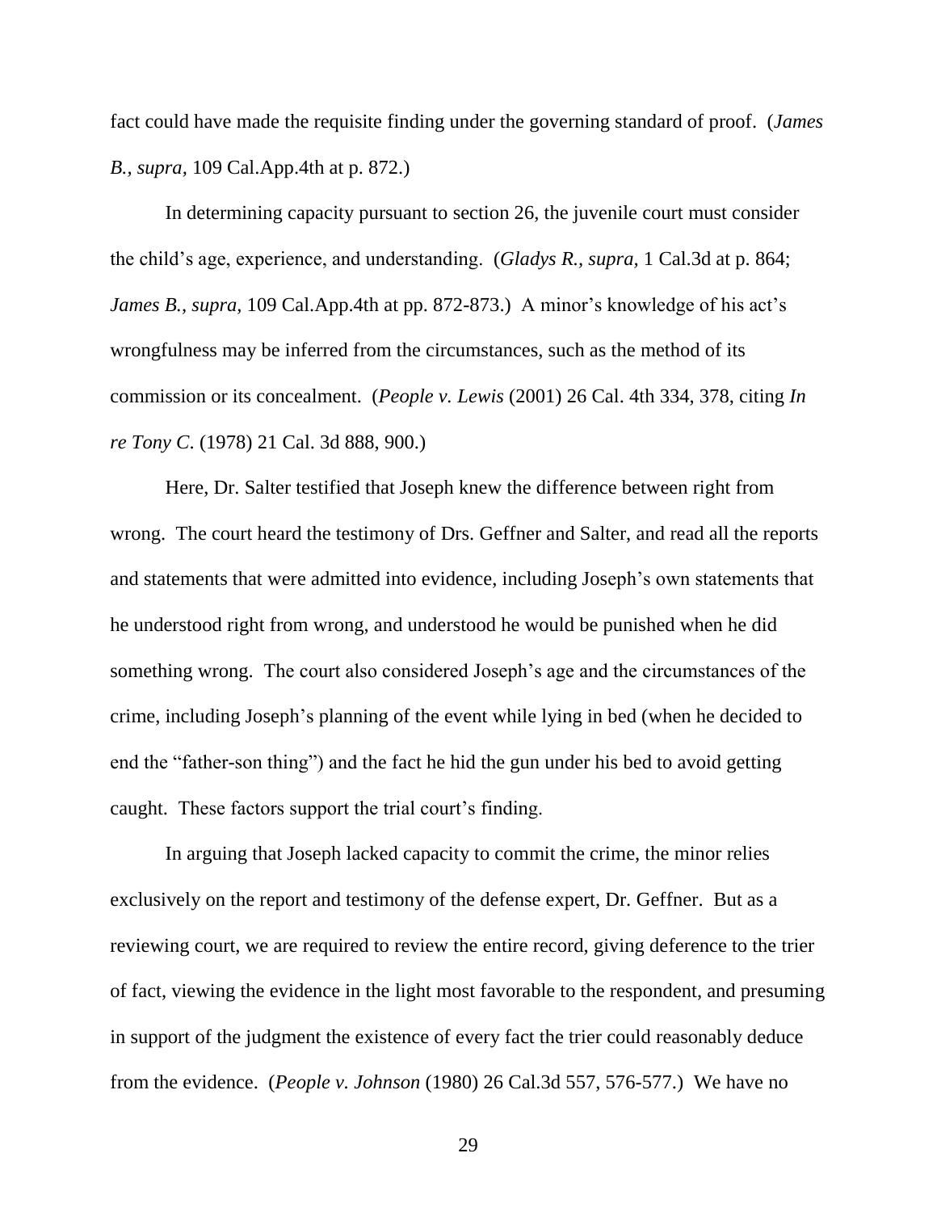fact could have made the requisite finding under the governing standard of proof. (*James B., supra*, 109 Cal.App.4th at p. 872.)

In determining capacity pursuant to section 26, the juvenile court must consider the child's age, experience, and understanding. (*Gladys R., supra*, 1 Cal.3d at p. 864; *James B., supra*, 109 Cal.App.4th at pp. 872-873.) A minor's knowledge of his act's wrongfulness may be inferred from the circumstances, such as the method of its commission or its concealment. (*People v. Lewis* (2001) 26 Cal. 4th 334, 378, citing *In re Tony C.* (1978) 21 Cal. 3d 888, 900.)

Here, Dr. Salter testified that Joseph knew the difference between right from wrong. The court heard the testimony of Drs. Geffner and Salter, and read all the reports and statements that were admitted into evidence, including Joseph's own statements that he understood right from wrong, and understood he would be punished when he did something wrong. The court also considered Joseph's age and the circumstances of the crime, including Joseph's planning of the event while lying in bed (when he decided to end the "father-son thing") and the fact he hid the gun under his bed to avoid getting caught. These factors support the trial court's finding.

In arguing that Joseph lacked capacity to commit the crime, the minor relies exclusively on the report and testimony of the defense expert, Dr. Geffner. But as a reviewing court, we are required to review the entire record, giving deference to the trier of fact, viewing the evidence in the light most favorable to the respondent, and presuming in support of the judgment the existence of every fact the trier could reasonably deduce from the evidence. (*People v. Johnson* (1980) 26 Cal.3d 557, 576-577.) We have no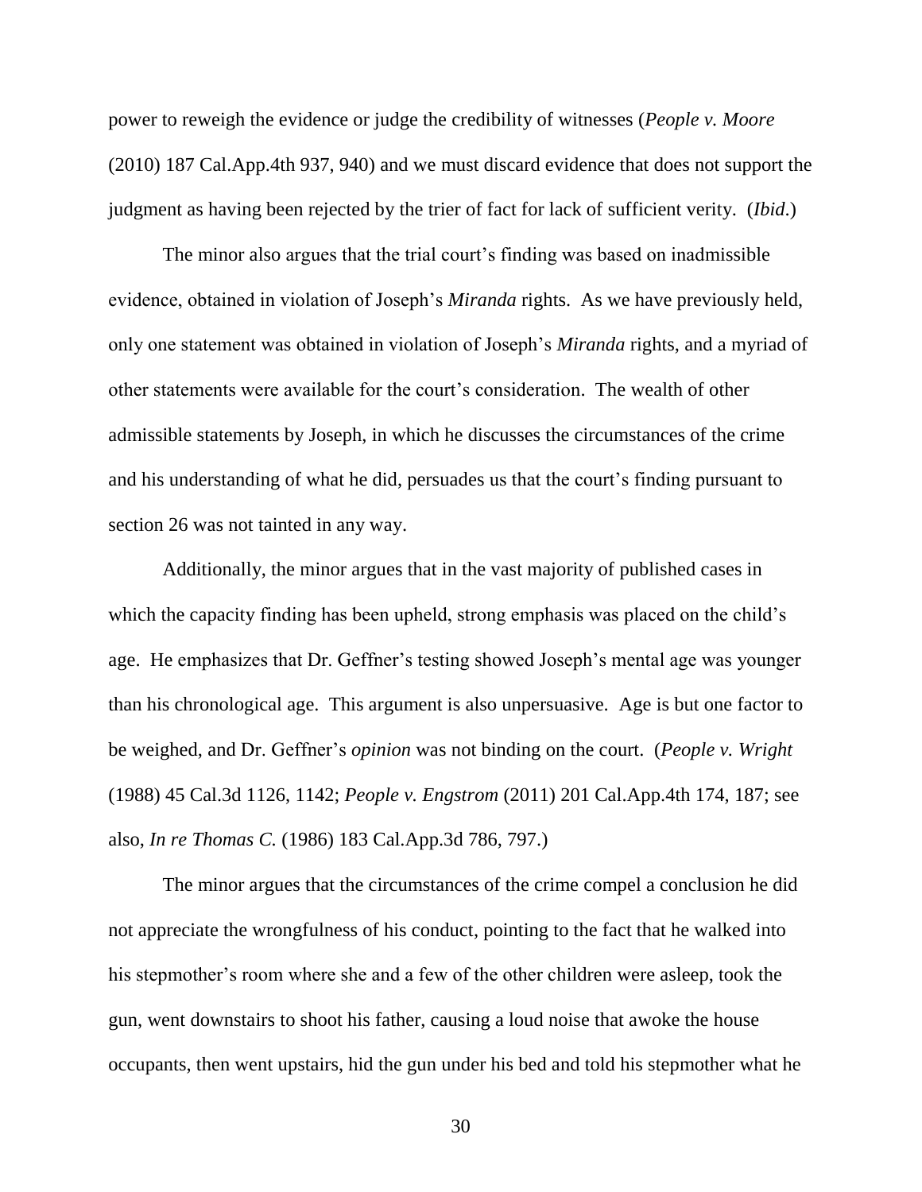power to reweigh the evidence or judge the credibility of witnesses (*People v. Moore* (2010) 187 Cal.App.4th 937, 940) and we must discard evidence that does not support the judgment as having been rejected by the trier of fact for lack of sufficient verity. (*Ibid*.)

The minor also argues that the trial court's finding was based on inadmissible evidence, obtained in violation of Joseph's *Miranda* rights. As we have previously held, only one statement was obtained in violation of Joseph's *Miranda* rights, and a myriad of other statements were available for the court's consideration. The wealth of other admissible statements by Joseph, in which he discusses the circumstances of the crime and his understanding of what he did, persuades us that the court's finding pursuant to section 26 was not tainted in any way.

Additionally, the minor argues that in the vast majority of published cases in which the capacity finding has been upheld, strong emphasis was placed on the child's age. He emphasizes that Dr. Geffner's testing showed Joseph's mental age was younger than his chronological age. This argument is also unpersuasive. Age is but one factor to be weighed, and Dr. Geffner's *opinion* was not binding on the court. (*People v. Wright* (1988) 45 Cal.3d 1126, 1142; *People v. Engstrom* (2011) 201 Cal.App.4th 174, 187; see also, *In re Thomas C.* (1986) 183 Cal.App.3d 786, 797.)

The minor argues that the circumstances of the crime compel a conclusion he did not appreciate the wrongfulness of his conduct, pointing to the fact that he walked into his stepmother's room where she and a few of the other children were asleep, took the gun, went downstairs to shoot his father, causing a loud noise that awoke the house occupants, then went upstairs, hid the gun under his bed and told his stepmother what he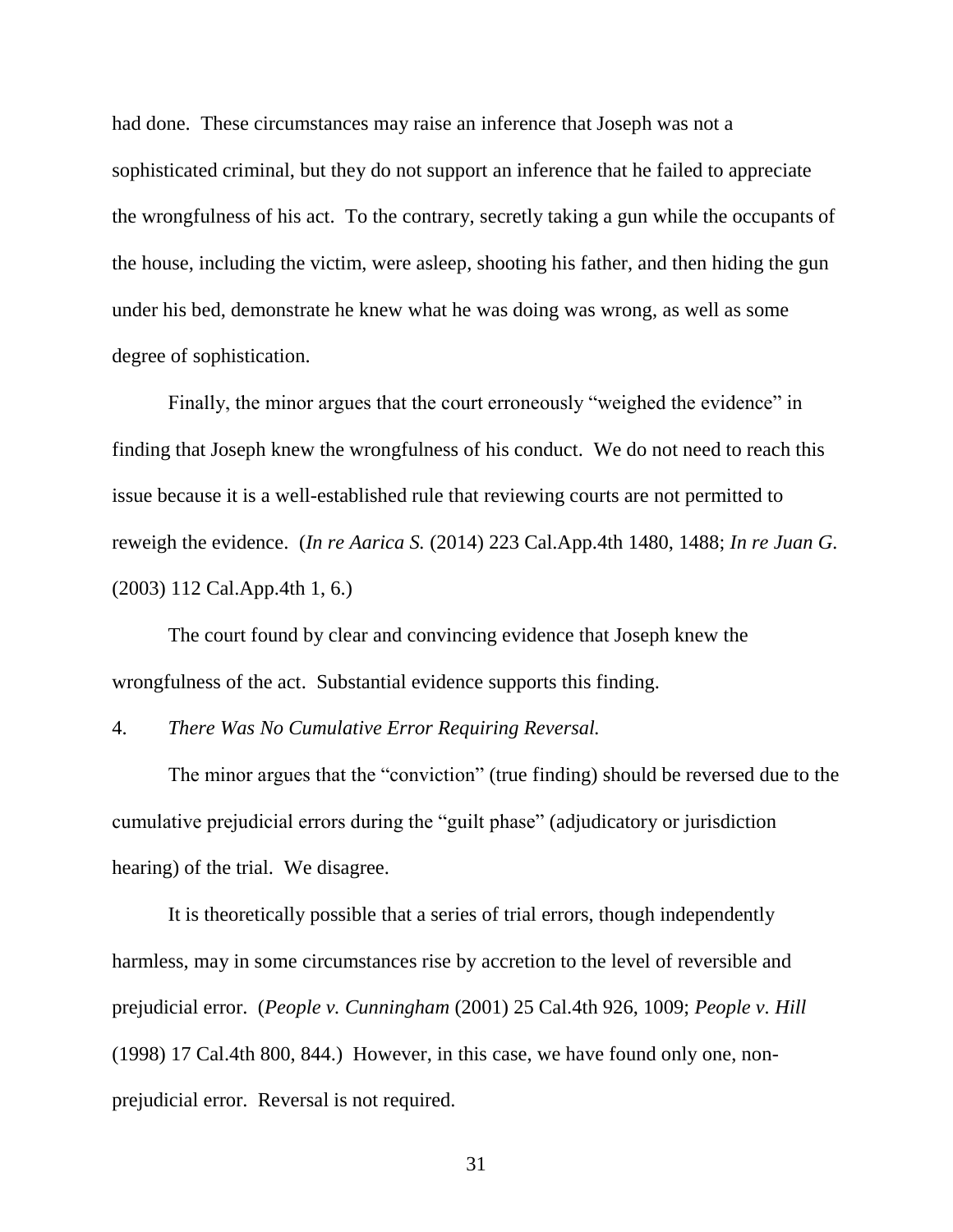had done. These circumstances may raise an inference that Joseph was not a sophisticated criminal, but they do not support an inference that he failed to appreciate the wrongfulness of his act. To the contrary, secretly taking a gun while the occupants of the house, including the victim, were asleep, shooting his father, and then hiding the gun under his bed, demonstrate he knew what he was doing was wrong, as well as some degree of sophistication.

Finally, the minor argues that the court erroneously "weighed the evidence" in finding that Joseph knew the wrongfulness of his conduct. We do not need to reach this issue because it is a well-established rule that reviewing courts are not permitted to reweigh the evidence. (*In re Aarica S.* (2014) 223 Cal.App.4th 1480, 1488; *In re Juan G.* (2003) 112 Cal.App.4th 1, 6.)

The court found by clear and convincing evidence that Joseph knew the wrongfulness of the act. Substantial evidence supports this finding.

4. *There Was No Cumulative Error Requiring Reversal.*

The minor argues that the "conviction" (true finding) should be reversed due to the cumulative prejudicial errors during the "guilt phase" (adjudicatory or jurisdiction hearing) of the trial. We disagree.

It is theoretically possible that a series of trial errors, though independently harmless, may in some circumstances rise by accretion to the level of reversible and prejudicial error. (*People v. Cunningham* (2001) 25 Cal.4th 926, 1009; *People v. Hill* (1998) 17 Cal.4th 800, 844.) However, in this case, we have found only one, non-prejudicial error. Reversal is not required.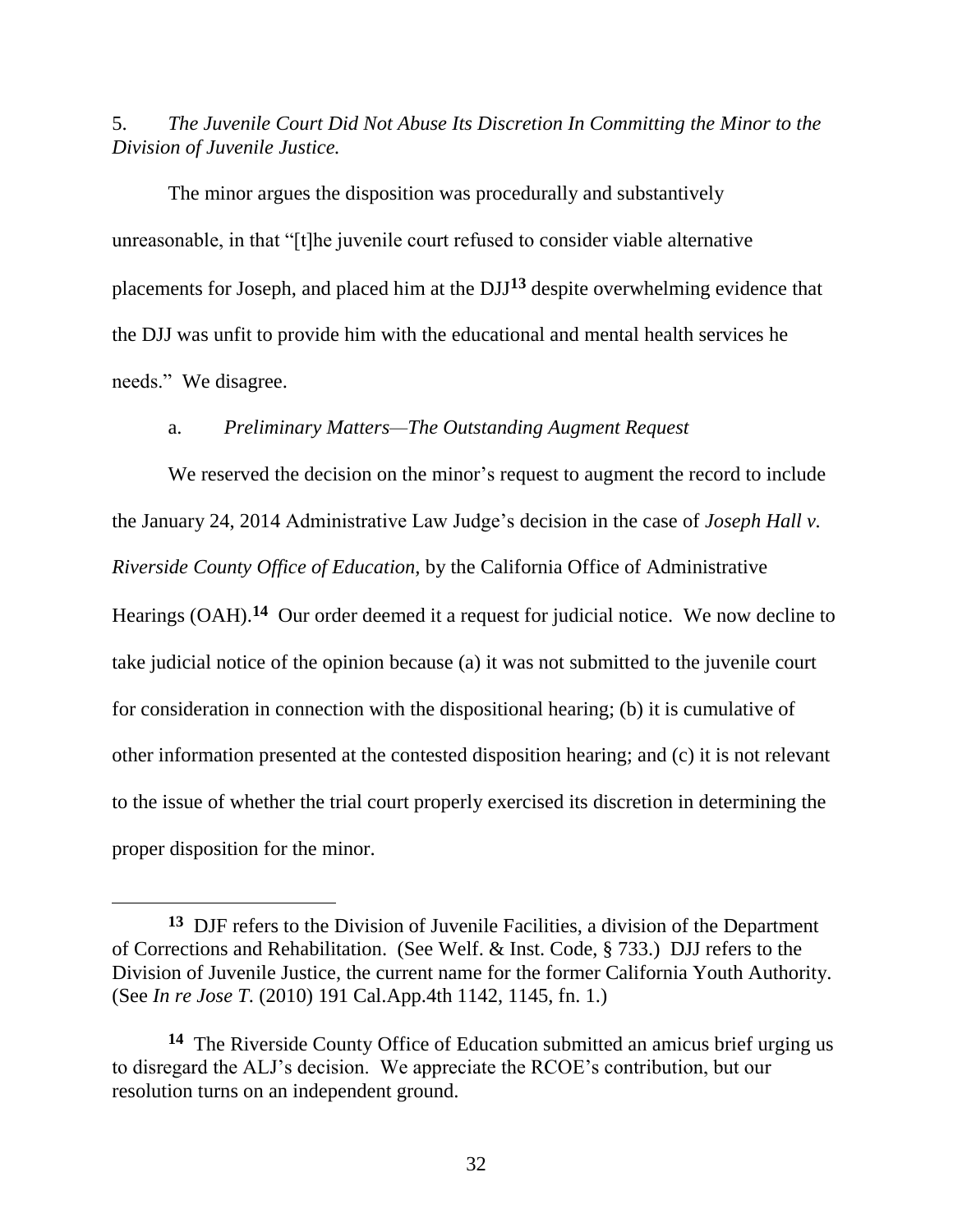5. *The Juvenile Court Did Not Abuse Its Discretion In Committing the Minor to the Division of Juvenile Justice.*

The minor argues the disposition was procedurally and substantively unreasonable, in that "[t]he juvenile court refused to consider viable alternative placements for Joseph, and placed him at the DJJ[13] despite overwhelming evidence that the DJJ was unfit to provide him with the educational and mental health services he needs." We disagree.

a. *Preliminary Matters—The Outstanding Augment Request*

We reserved the decision on the minor's request to augment the record to include the January 24, 2014 Administrative Law Judge's decision in the case of *Joseph Hall v. Riverside County Office of Education*, by the California Office of Administrative Hearings (OAH).[14] Our order deemed it a request for judicial notice. We now decline to take judicial notice of the opinion because (a) it was not submitted to the juvenile court for consideration in connection with the dispositional hearing; (b) it is cumulative of other information presented at the contested disposition hearing; and (c) it is not relevant to the issue of whether the trial court properly exercised its discretion in determining the proper disposition for the minor.

---

[13] DJF refers to the Division of Juvenile Facilities, a division of the Department of Corrections and Rehabilitation. (See Welf. & Inst. Code, § 733.) DJJ refers to the Division of Juvenile Justice, the current name for the former California Youth Authority. (See *In re Jose T.* (2010) 191 Cal.App.4th 1142, 1145, fn. 1.)

[14] The Riverside County Office of Education submitted an amicus brief urging us to disregard the ALJ's decision. We appreciate the RCOE's contribution, but our resolution turns on an independent ground.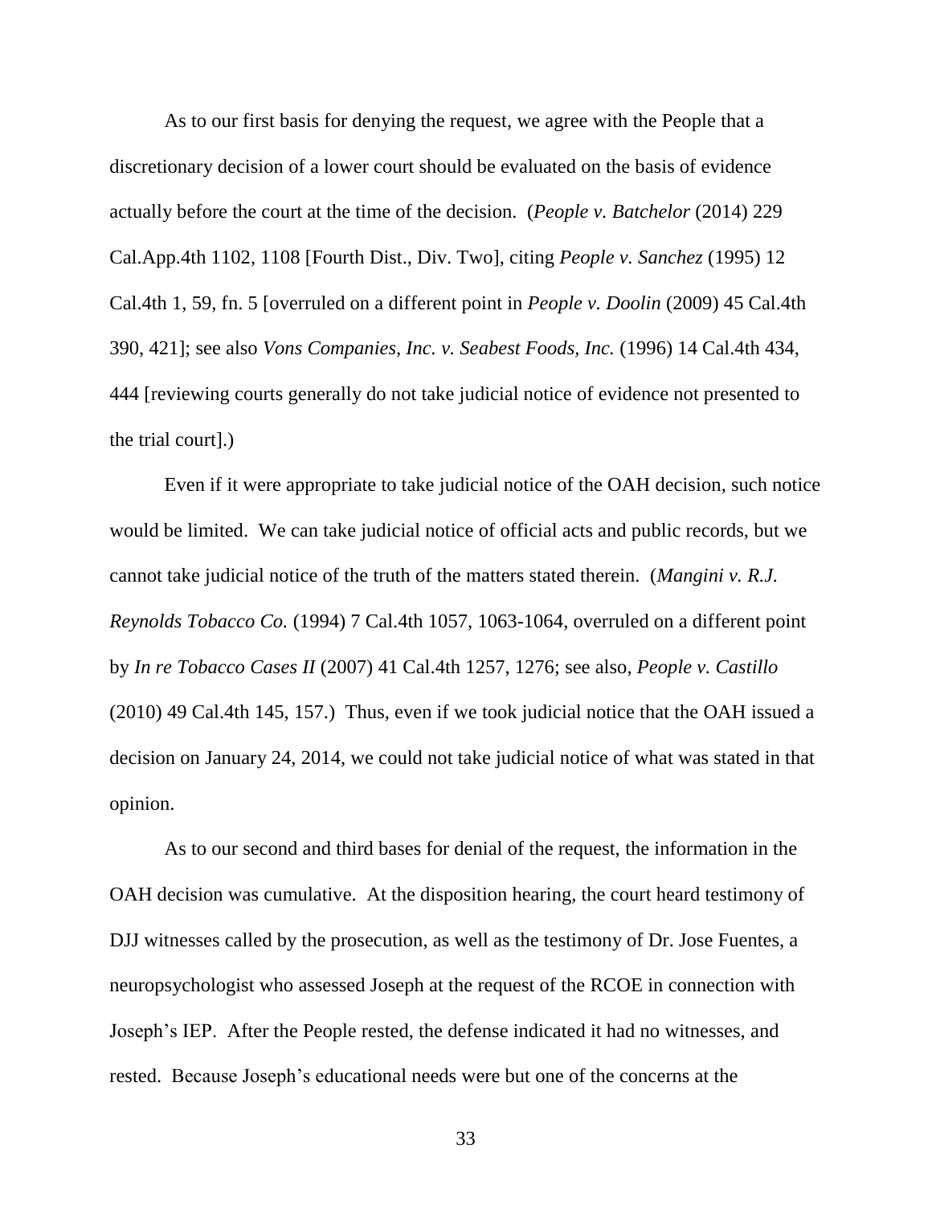As to our first basis for denying the request, we agree with the People that a discretionary decision of a lower court should be evaluated on the basis of evidence actually before the court at the time of the decision. (*People v. Batchelor* (2014) 229 Cal.App.4th 1102, 1108 [Fourth Dist., Div. Two], citing *People v. Sanchez* (1995) 12 Cal.4th 1, 59, fn. 5 [overruled on a different point in *People v. Doolin* (2009) 45 Cal.4th 390, 421]; see also *Vons Companies, Inc. v. Seabest Foods, Inc.* (1996) 14 Cal.4th 434, 444 [reviewing courts generally do not take judicial notice of evidence not presented to the trial court].)

Even if it were appropriate to take judicial notice of the OAH decision, such notice would be limited. We can take judicial notice of official acts and public records, but we cannot take judicial notice of the truth of the matters stated therein. (*Mangini v. R.J. Reynolds Tobacco Co.* (1994) 7 Cal.4th 1057, 1063-1064, overruled on a different point by *In re Tobacco Cases II* (2007) 41 Cal.4th 1257, 1276; see also, *People v. Castillo* (2010) 49 Cal.4th 145, 157.) Thus, even if we took judicial notice that the OAH issued a decision on January 24, 2014, we could not take judicial notice of what was stated in that opinion.

As to our second and third bases for denial of the request, the information in the OAH decision was cumulative. At the disposition hearing, the court heard testimony of DJJ witnesses called by the prosecution, as well as the testimony of Dr. Jose Fuentes, a neuropsychologist who assessed Joseph at the request of the RCOE in connection with Joseph's IEP. After the People rested, the defense indicated it had no witnesses, and rested. Because Joseph's educational needs were but one of the concerns at the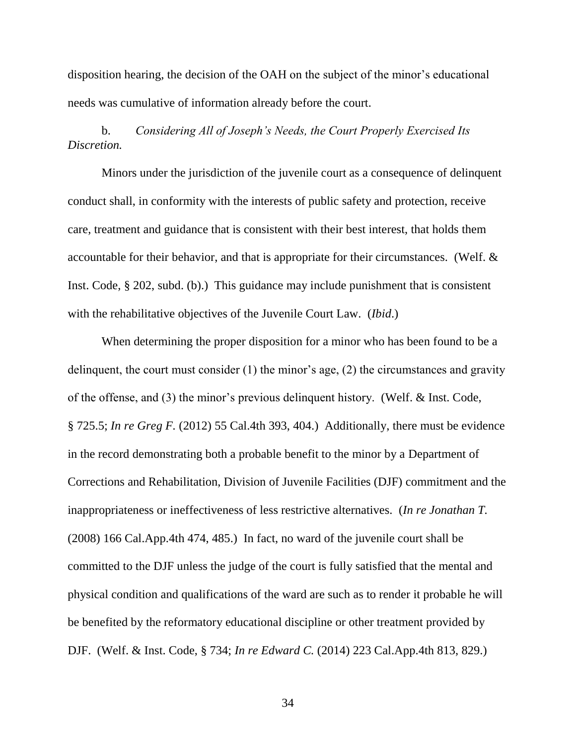disposition hearing, the decision of the OAH on the subject of the minor's educational needs was cumulative of information already before the court.

b. *Considering All of Joseph's Needs, the Court Properly Exercised Its Discretion.*

Minors under the jurisdiction of the juvenile court as a consequence of delinquent conduct shall, in conformity with the interests of public safety and protection, receive care, treatment and guidance that is consistent with their best interest, that holds them accountable for their behavior, and that is appropriate for their circumstances. (Welf. & Inst. Code, § 202, subd. (b).) This guidance may include punishment that is consistent with the rehabilitative objectives of the Juvenile Court Law. (*Ibid*.)

When determining the proper disposition for a minor who has been found to be a delinquent, the court must consider (1) the minor's age, (2) the circumstances and gravity of the offense, and (3) the minor's previous delinquent history. (Welf. & Inst. Code, § 725.5; *In re Greg F.* (2012) 55 Cal.4th 393, 404.) Additionally, there must be evidence in the record demonstrating both a probable benefit to the minor by a Department of Corrections and Rehabilitation, Division of Juvenile Facilities (DJF) commitment and the inappropriateness or ineffectiveness of less restrictive alternatives. (*In re Jonathan T.* (2008) 166 Cal.App.4th 474, 485.) In fact, no ward of the juvenile court shall be committed to the DJF unless the judge of the court is fully satisfied that the mental and physical condition and qualifications of the ward are such as to render it probable he will be benefited by the reformatory educational discipline or other treatment provided by DJF. (Welf. & Inst. Code, § 734; *In re Edward C.* (2014) 223 Cal.App.4th 813, 829.)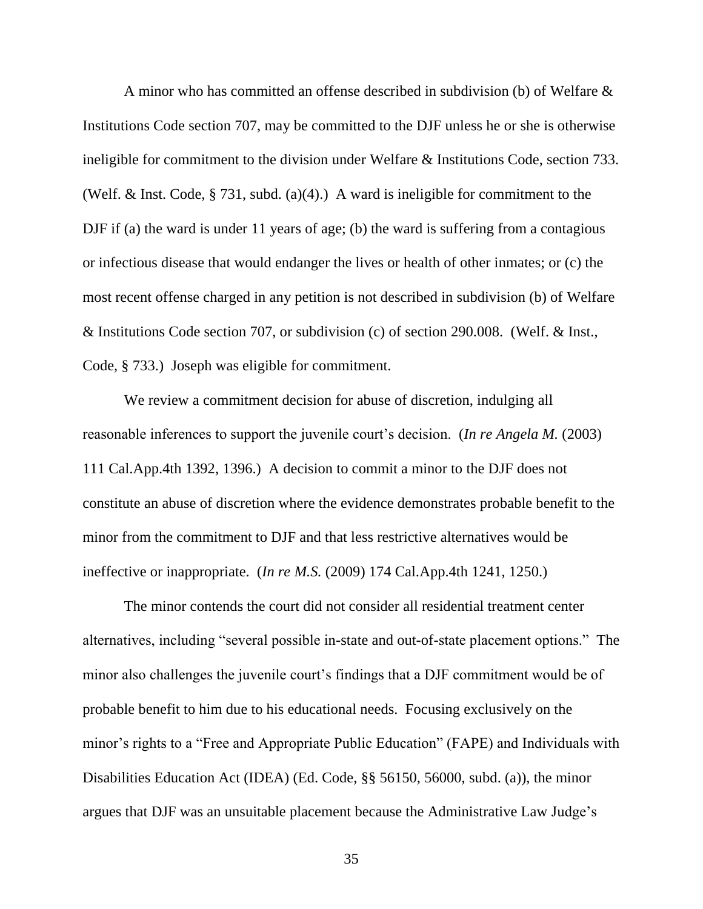A minor who has committed an offense described in subdivision (b) of Welfare & Institutions Code section 707, may be committed to the DJF unless he or she is otherwise ineligible for commitment to the division under Welfare & Institutions Code, section 733. (Welf. & Inst. Code, § 731, subd. (a)(4).) A ward is ineligible for commitment to the DJF if (a) the ward is under 11 years of age; (b) the ward is suffering from a contagious or infectious disease that would endanger the lives or health of other inmates; or (c) the most recent offense charged in any petition is not described in subdivision (b) of Welfare & Institutions Code section 707, or subdivision (c) of section 290.008. (Welf. & Inst., Code, § 733.) Joseph was eligible for commitment.

We review a commitment decision for abuse of discretion, indulging all reasonable inferences to support the juvenile court's decision. (*In re Angela M.* (2003) 111 Cal.App.4th 1392, 1396.) A decision to commit a minor to the DJF does not constitute an abuse of discretion where the evidence demonstrates probable benefit to the minor from the commitment to DJF and that less restrictive alternatives would be ineffective or inappropriate. (*In re M.S.* (2009) 174 Cal.App.4th 1241, 1250.)

The minor contends the court did not consider all residential treatment center alternatives, including "several possible in-state and out-of-state placement options." The minor also challenges the juvenile court's findings that a DJF commitment would be of probable benefit to him due to his educational needs. Focusing exclusively on the minor's rights to a "Free and Appropriate Public Education" (FAPE) and Individuals with Disabilities Education Act (IDEA) (Ed. Code, §§ 56150, 56000, subd. (a)), the minor argues that DJF was an unsuitable placement because the Administrative Law Judge's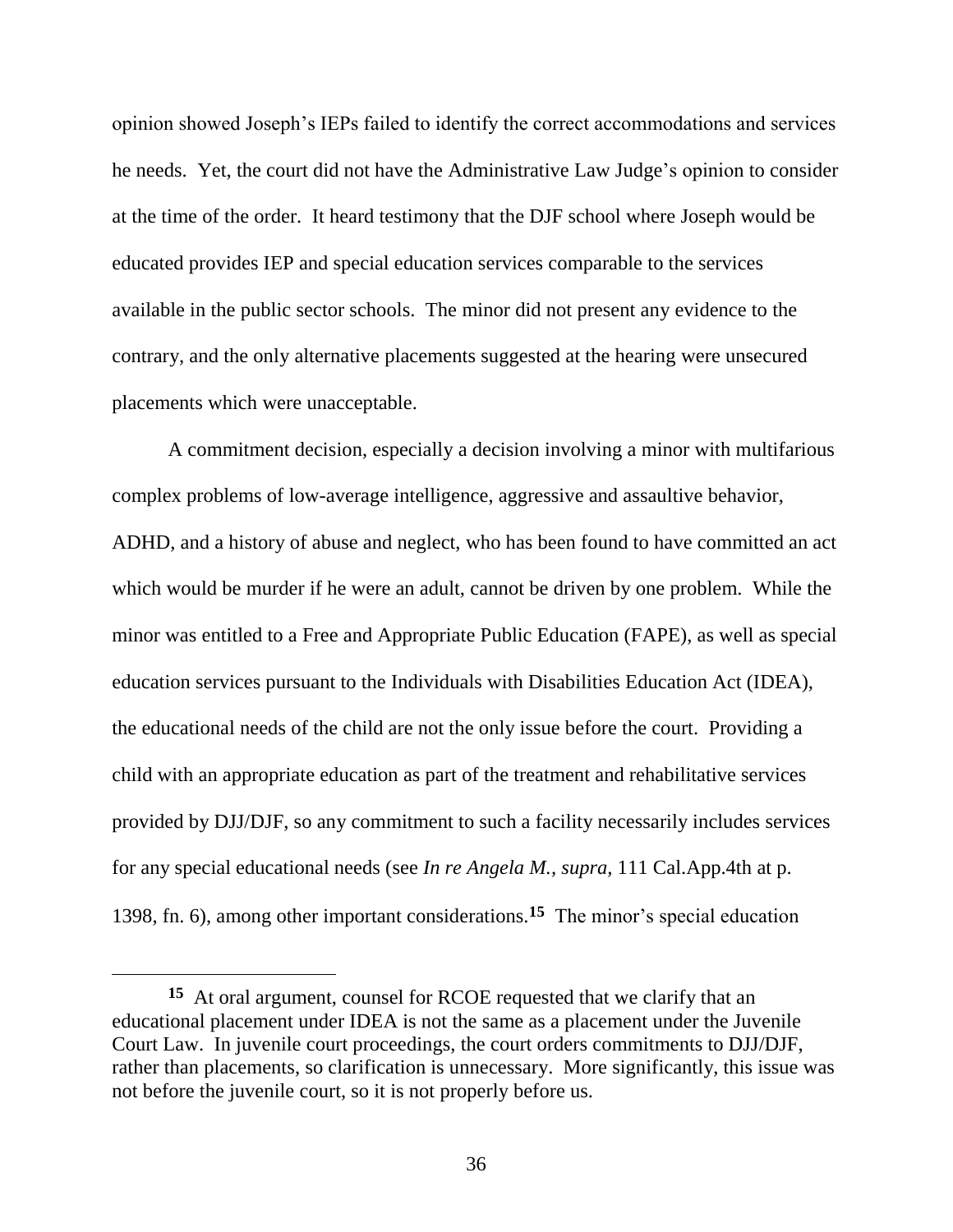opinion showed Joseph's IEPs failed to identify the correct accommodations and services he needs. Yet, the court did not have the Administrative Law Judge's opinion to consider at the time of the order. It heard testimony that the DJF school where Joseph would be educated provides IEP and special education services comparable to the services available in the public sector schools. The minor did not present any evidence to the contrary, and the only alternative placements suggested at the hearing were unsecured placements which were unacceptable.

A commitment decision, especially a decision involving a minor with multifarious complex problems of low-average intelligence, aggressive and assaultive behavior, ADHD, and a history of abuse and neglect, who has been found to have committed an act which would be murder if he were an adult, cannot be driven by one problem. While the minor was entitled to a Free and Appropriate Public Education (FAPE), as well as special education services pursuant to the Individuals with Disabilities Education Act (IDEA), the educational needs of the child are not the only issue before the court. Providing a child with an appropriate education as part of the treatment and rehabilitative services provided by DJJ/DJF, so any commitment to such a facility necessarily includes services for any special educational needs (see *In re Angela M., supra,* 111 Cal.App.4th at p. 1398, fn. 6), among other important considerations.[15] The minor's special education

---

**15** At oral argument, counsel for RCOE requested that we clarify that an educational placement under IDEA is not the same as a placement under the Juvenile Court Law. In juvenile court proceedings, the court orders commitments to DJJ/DJF, rather than placements, so clarification is unnecessary. More significantly, this issue was not before the juvenile court, so it is not properly before us.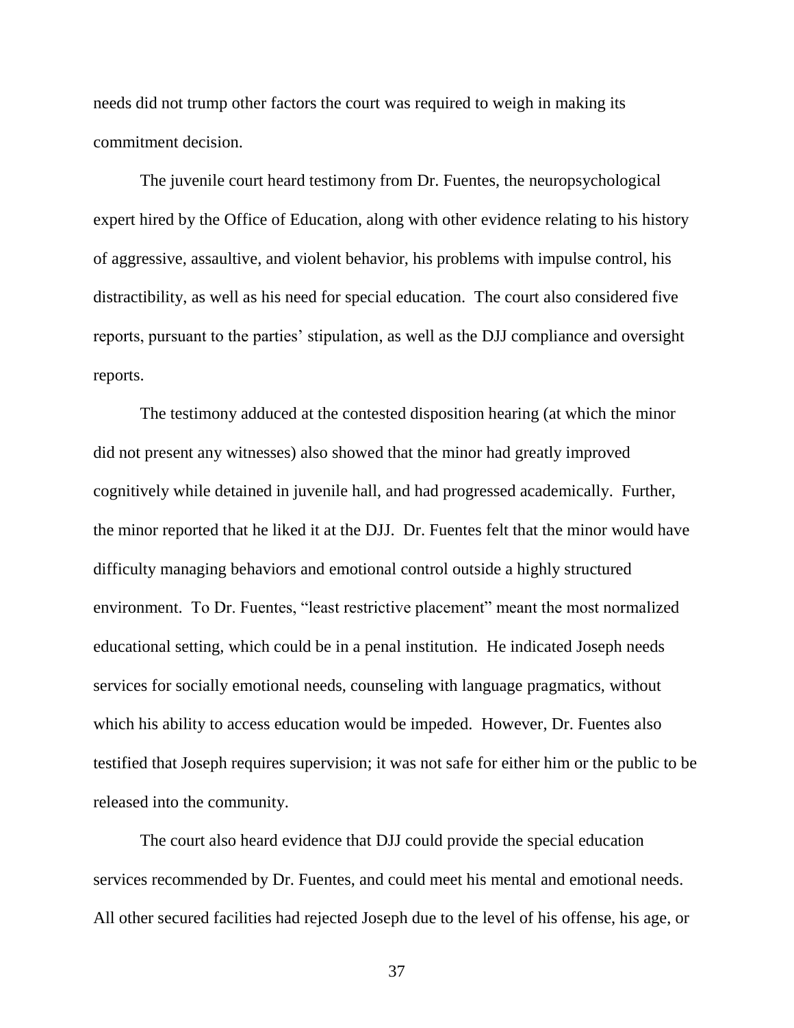needs did not trump other factors the court was required to weigh in making its commitment decision.

The juvenile court heard testimony from Dr. Fuentes, the neuropsychological expert hired by the Office of Education, along with other evidence relating to his history of aggressive, assaultive, and violent behavior, his problems with impulse control, his distractibility, as well as his need for special education. The court also considered five reports, pursuant to the parties' stipulation, as well as the DJJ compliance and oversight reports.

The testimony adduced at the contested disposition hearing (at which the minor did not present any witnesses) also showed that the minor had greatly improved cognitively while detained in juvenile hall, and had progressed academically. Further, the minor reported that he liked it at the DJJ. Dr. Fuentes felt that the minor would have difficulty managing behaviors and emotional control outside a highly structured environment. To Dr. Fuentes, "least restrictive placement" meant the most normalized educational setting, which could be in a penal institution. He indicated Joseph needs services for socially emotional needs, counseling with language pragmatics, without which his ability to access education would be impeded. However, Dr. Fuentes also testified that Joseph requires supervision; it was not safe for either him or the public to be released into the community.

The court also heard evidence that DJJ could provide the special education services recommended by Dr. Fuentes, and could meet his mental and emotional needs. All other secured facilities had rejected Joseph due to the level of his offense, his age, or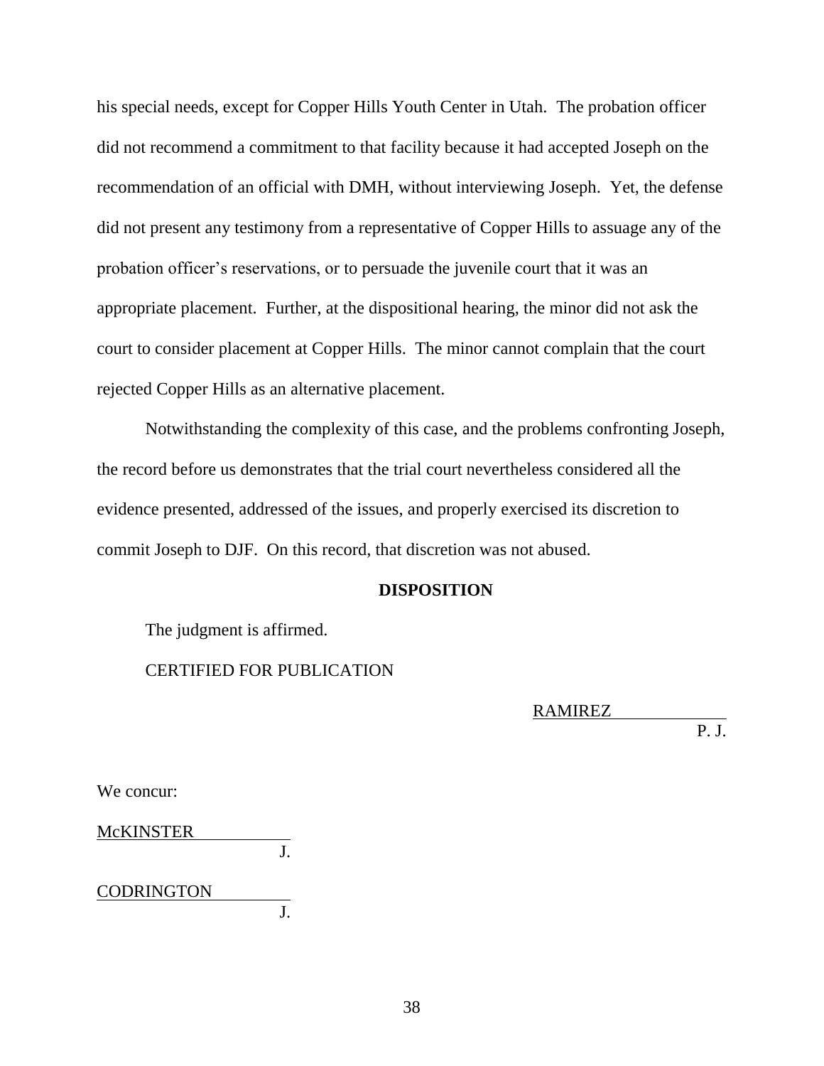his special needs, except for Copper Hills Youth Center in Utah. The probation officer did not recommend a commitment to that facility because it had accepted Joseph on the recommendation of an official with DMH, without interviewing Joseph. Yet, the defense did not present any testimony from a representative of Copper Hills to assuage any of the probation officer's reservations, or to persuade the juvenile court that it was an appropriate placement. Further, at the dispositional hearing, the minor did not ask the court to consider placement at Copper Hills. The minor cannot complain that the court rejected Copper Hills as an alternative placement.

Notwithstanding the complexity of this case, and the problems confronting Joseph, the record before us demonstrates that the trial court nevertheless considered all the evidence presented, addressed of the issues, and properly exercised its discretion to commit Joseph to DJF. On this record, that discretion was not abused.

**DISPOSITION**

The judgment is affirmed.

CERTIFIED FOR PUBLICATION

RAMIREZ
P. J.

We concur:

McKINSTER
J.

CODRINGTON
J.